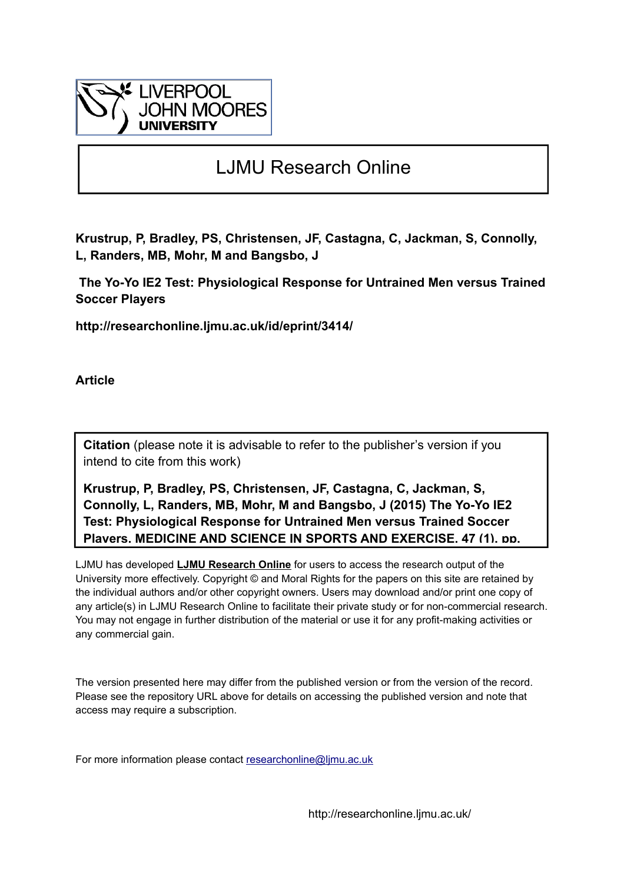LIVERPOOL JOHN MOORES UNIVERSITY

# LJMU Research Online

**Krustrup, P, Bradley, PS, Christensen, JF, Castagna, C, Jackman, S, Connolly, L, Randers, MB, Mohr, M and Bangsbo, J**

**The Yo-Yo IE2 Test: Physiological Response for Untrained Men versus Trained Soccer Players**

**http://researchonline.ljmu.ac.uk/id/eprint/3414/**

**Article**

**Citation** (please note it is advisable to refer to the publisher's version if you intend to cite from this work)

**Krustrup, P, Bradley, PS, Christensen, JF, Castagna, C, Jackman, S, Connolly, L, Randers, MB, Mohr, M and Bangsbo, J (2015) The Yo-Yo IE2 Test: Physiological Response for Untrained Men versus Trained Soccer Players. MEDICINE AND SCIENCE IN SPORTS AND EXERCISE, 47 (1), pp.**

LJMU has developed **LJMU Research Online** for users to access the research output of the University more effectively. Copyright © and Moral Rights for the papers on this site are retained by the individual authors and/or other copyright owners. Users may download and/or print one copy of any article(s) in LJMU Research Online to facilitate their private study or for non-commercial research. You may not engage in further distribution of the material or use it for any profit-making activities or any commercial gain.

The version presented here may differ from the published version or from the version of the record. Please see the repository URL above for details on accessing the published version and note that access may require a subscription.

For more information please contact researchonline@ljmu.ac.uk

http://researchonline.ljmu.ac.uk/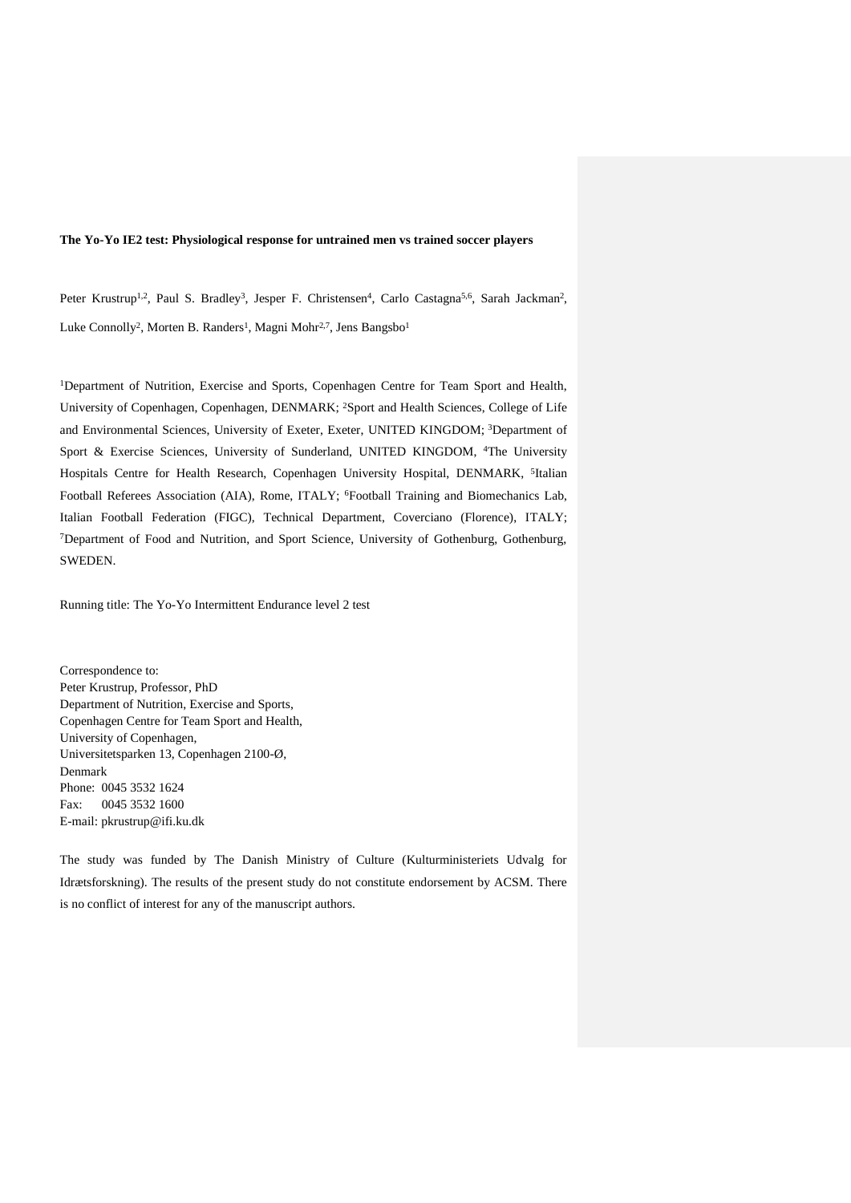**The Yo-Yo IE2 test: Physiological response for untrained men vs trained soccer players**

Peter Krustrup[1,2], Paul S. Bradley[3], Jesper F. Christensen[4], Carlo Castagna[5,6], Sarah Jackman[2], Luke Connolly[2], Morten B. Randers[1], Magni Mohr[2,7], Jens Bangsbo[1]

[1]Department of Nutrition, Exercise and Sports, Copenhagen Centre for Team Sport and Health, University of Copenhagen, Copenhagen, DENMARK; [2]Sport and Health Sciences, College of Life and Environmental Sciences, University of Exeter, Exeter, UNITED KINGDOM; [3]Department of Sport & Exercise Sciences, University of Sunderland, UNITED KINGDOM, [4]The University Hospitals Centre for Health Research, Copenhagen University Hospital, DENMARK, [5]Italian Football Referees Association (AIA), Rome, ITALY; [6]Football Training and Biomechanics Lab, Italian Football Federation (FIGC), Technical Department, Coverciano (Florence), ITALY; [7]Department of Food and Nutrition, and Sport Science, University of Gothenburg, Gothenburg, SWEDEN.

Running title: The Yo-Yo Intermittent Endurance level 2 test

Correspondence to:
Peter Krustrup, Professor, PhD
Department of Nutrition, Exercise and Sports,
Copenhagen Centre for Team Sport and Health,
University of Copenhagen,
Universitetsparken 13, Copenhagen 2100-Ø,
Denmark
Phone: 0045 3532 1624
Fax: 0045 3532 1600
E-mail: pkrustrup@ifi.ku.dk

The study was funded by The Danish Ministry of Culture (Kulturministeriets Udvalg for Idrætsforskning). The results of the present study do not constitute endorsement by ACSM. There is no conflict of interest for any of the manuscript authors.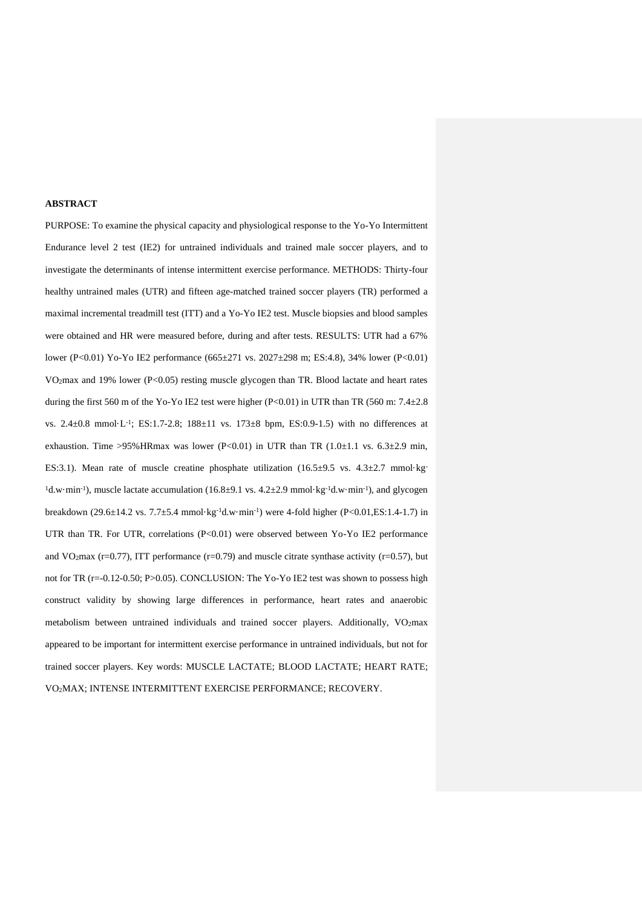**ABSTRACT**

PURPOSE: To examine the physical capacity and physiological response to the Yo-Yo Intermittent Endurance level 2 test (IE2) for untrained individuals and trained male soccer players, and to investigate the determinants of intense intermittent exercise performance. METHODS: Thirty-four healthy untrained males (UTR) and fifteen age-matched trained soccer players (TR) performed a maximal incremental treadmill test (ITT) and a Yo-Yo IE2 test. Muscle biopsies and blood samples were obtained and HR were measured before, during and after tests. RESULTS: UTR had a 67% lower ($P<0.01$) Yo-Yo IE2 performance (665±271 vs. 2027±298 m; ES:4.8), 34% lower ($P<0.01$) $VO_2max$ and 19% lower ($P<0.05$) resting muscle glycogen than TR. Blood lactate and heart rates during the first 560 m of the Yo-Yo IE2 test were higher ($P<0.01$) in UTR than TR (560 m: 7.4±2.8 vs. 2.4±0.8 mmol·L$^{-1}$; ES:1.7-2.8; 188±11 vs. 173±8 bpm, ES:0.9-1.5) with no differences at exhaustion. Time >95%HRmax was lower ($P<0.01$) in UTR than TR (1.0±1.1 vs. 6.3±2.9 min, ES:3.1). Mean rate of muscle creatine phosphate utilization (16.5±9.5 vs. 4.3±2.7 mmol·kg$^{-1}$d.w·min$^{-1}$), muscle lactate accumulation (16.8±9.1 vs. 4.2±2.9 mmol·kg$^{-1}$d.w·min$^{-1}$), and glycogen breakdown (29.6±14.2 vs. 7.7±5.4 mmol·kg$^{-1}$d.w·min$^{-1}$) were 4-fold higher ($P<0.01$,ES:1.4-1.7) in UTR than TR. For UTR, correlations ($P<0.01$) were observed between Yo-Yo IE2 performance and $VO_2max$ ($r=0.77$), ITT performance ($r=0.79$) and muscle citrate synthase activity ($r=0.57$), but not for TR ($r=-0.12$-$0.50$; $P>0.05$). CONCLUSION: The Yo-Yo IE2 test was shown to possess high construct validity by showing large differences in performance, heart rates and anaerobic metabolism between untrained individuals and trained soccer players. Additionally, $VO_2max$ appeared to be important for intermittent exercise performance in untrained individuals, but not for trained soccer players. Key words: MUSCLE LACTATE; BLOOD LACTATE; HEART RATE; $VO_2MAX$; INTENSE INTERMITTENT EXERCISE PERFORMANCE; RECOVERY.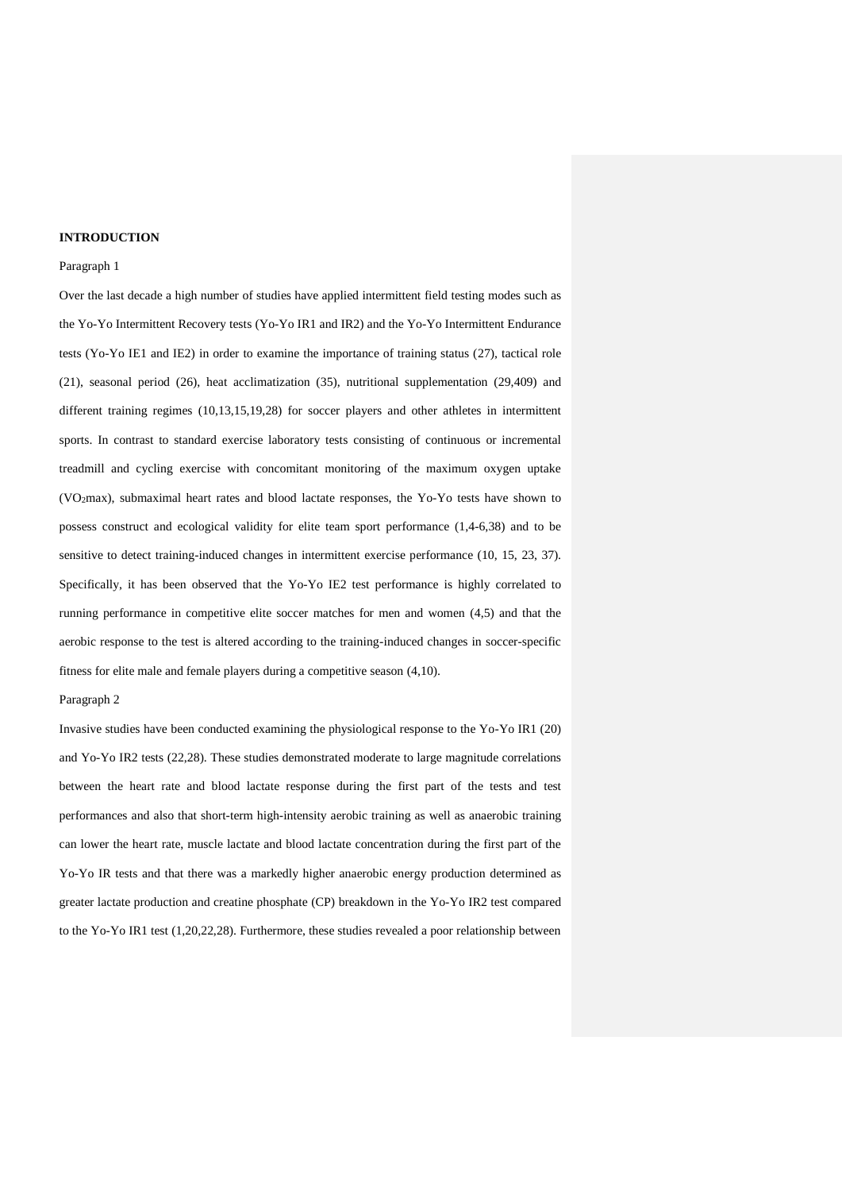**INTRODUCTION**

Paragraph 1

Over the last decade a high number of studies have applied intermittent field testing modes such as the Yo-Yo Intermittent Recovery tests (Yo-Yo IR1 and IR2) and the Yo-Yo Intermittent Endurance tests (Yo-Yo IE1 and IE2) in order to examine the importance of training status (27), tactical role (21), seasonal period (26), heat acclimatization (35), nutritional supplementation (29,409) and different training regimes (10,13,15,19,28) for soccer players and other athletes in intermittent sports. In contrast to standard exercise laboratory tests consisting of continuous or incremental treadmill and cycling exercise with concomitant monitoring of the maximum oxygen uptake ($VO_2max$), submaximal heart rates and blood lactate responses, the Yo-Yo tests have shown to possess construct and ecological validity for elite team sport performance (1,4-6,38) and to be sensitive to detect training-induced changes in intermittent exercise performance (10, 15, 23, 37). Specifically, it has been observed that the Yo-Yo IE2 test performance is highly correlated to running performance in competitive elite soccer matches for men and women (4,5) and that the aerobic response to the test is altered according to the training-induced changes in soccer-specific fitness for elite male and female players during a competitive season (4,10).

Paragraph 2

Invasive studies have been conducted examining the physiological response to the Yo-Yo IR1 (20) and Yo-Yo IR2 tests (22,28). These studies demonstrated moderate to large magnitude correlations between the heart rate and blood lactate response during the first part of the tests and test performances and also that short-term high-intensity aerobic training as well as anaerobic training can lower the heart rate, muscle lactate and blood lactate concentration during the first part of the Yo-Yo IR tests and that there was a markedly higher anaerobic energy production determined as greater lactate production and creatine phosphate (CP) breakdown in the Yo-Yo IR2 test compared to the Yo-Yo IR1 test (1,20,22,28). Furthermore, these studies revealed a poor relationship between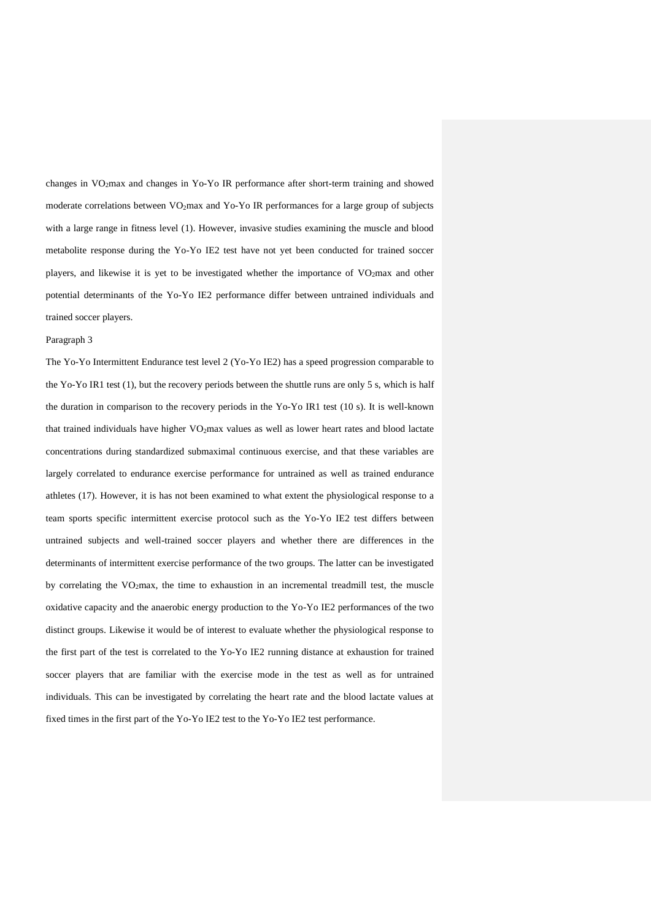changes in $VO_2$max and changes in Yo-Yo IR performance after short-term training and showed moderate correlations between $VO_2$max and Yo-Yo IR performances for a large group of subjects with a large range in fitness level (1). However, invasive studies examining the muscle and blood metabolite response during the Yo-Yo IE2 test have not yet been conducted for trained soccer players, and likewise it is yet to be investigated whether the importance of $VO_2$max and other potential determinants of the Yo-Yo IE2 performance differ between untrained individuals and trained soccer players.

Paragraph 3

The Yo-Yo Intermittent Endurance test level 2 (Yo-Yo IE2) has a speed progression comparable to the Yo-Yo IR1 test (1), but the recovery periods between the shuttle runs are only 5 s, which is half the duration in comparison to the recovery periods in the Yo-Yo IR1 test (10 s). It is well-known that trained individuals have higher $VO_2$max values as well as lower heart rates and blood lactate concentrations during standardized submaximal continuous exercise, and that these variables are largely correlated to endurance exercise performance for untrained as well as trained endurance athletes (17). However, it is has not been examined to what extent the physiological response to a team sports specific intermittent exercise protocol such as the Yo-Yo IE2 test differs between untrained subjects and well-trained soccer players and whether there are differences in the determinants of intermittent exercise performance of the two groups. The latter can be investigated by correlating the $VO_2$max, the time to exhaustion in an incremental treadmill test, the muscle oxidative capacity and the anaerobic energy production to the Yo-Yo IE2 performances of the two distinct groups. Likewise it would be of interest to evaluate whether the physiological response to the first part of the test is correlated to the Yo-Yo IE2 running distance at exhaustion for trained soccer players that are familiar with the exercise mode in the test as well as for untrained individuals. This can be investigated by correlating the heart rate and the blood lactate values at fixed times in the first part of the Yo-Yo IE2 test to the Yo-Yo IE2 test performance.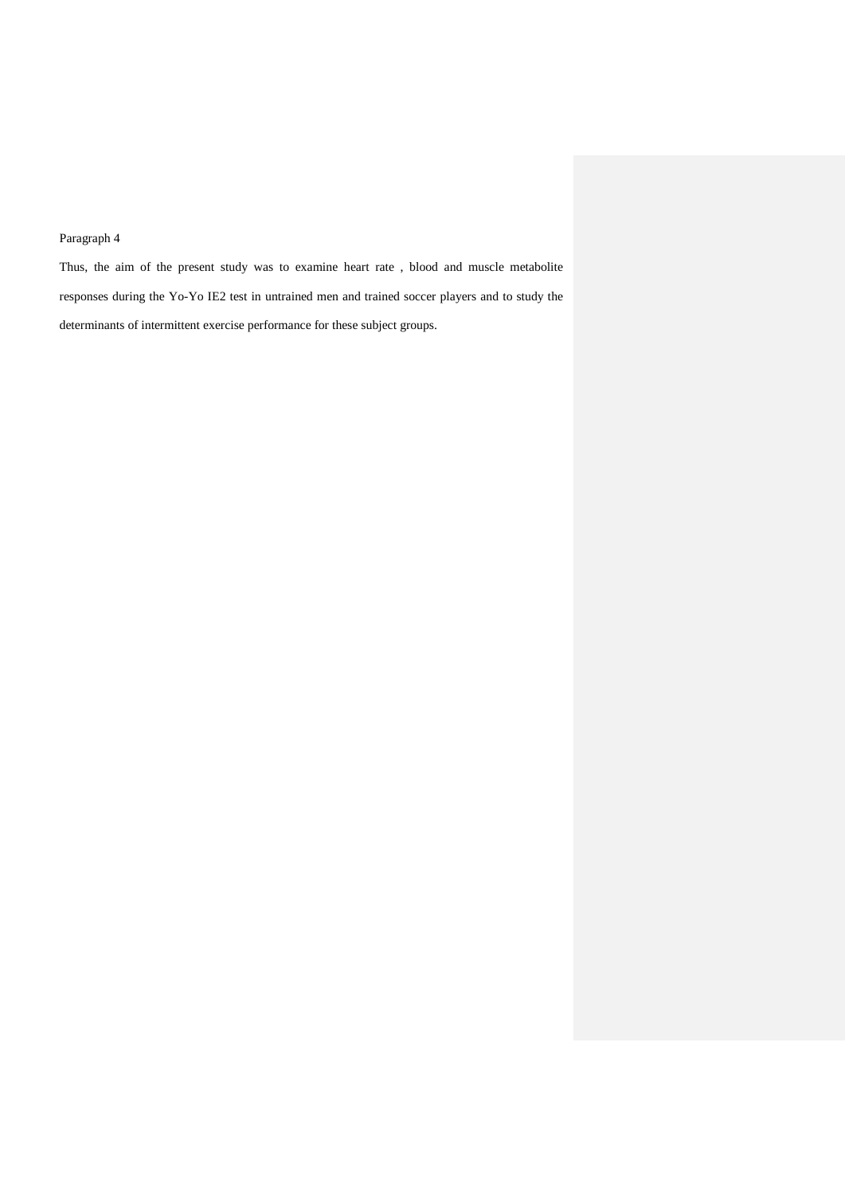Paragraph 4

Thus, the aim of the present study was to examine heart rate , blood and muscle metabolite responses during the Yo-Yo IE2 test in untrained men and trained soccer players and to study the determinants of intermittent exercise performance for these subject groups.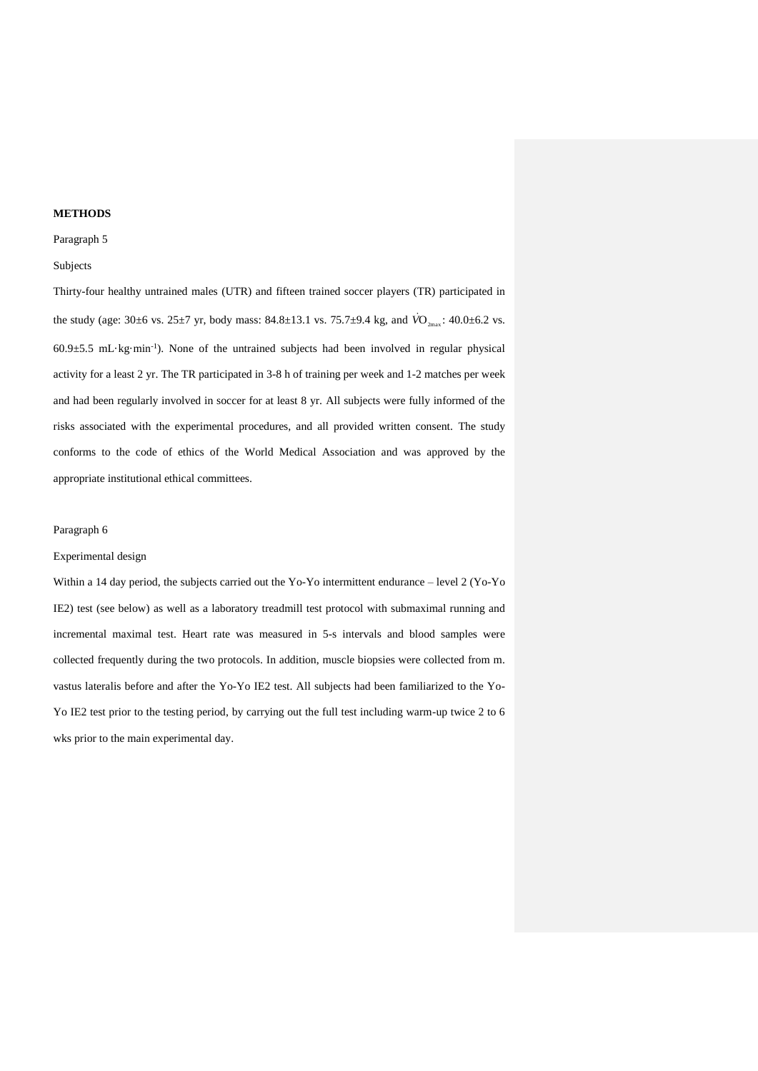**METHODS**

Paragraph 5

Subjects

Thirty-four healthy untrained males (UTR) and fifteen trained soccer players (TR) participated in the study (age: 30±6 vs. 25±7 yr, body mass: 84.8±13.1 vs. 75.7±9.4 kg, and $\dot{V}O_{2max}$: 40.0±6.2 vs. 60.9±5.5 mL·kg·min$^{-1}$). None of the untrained subjects had been involved in regular physical activity for a least 2 yr. The TR participated in 3-8 h of training per week and 1-2 matches per week and had been regularly involved in soccer for at least 8 yr. All subjects were fully informed of the risks associated with the experimental procedures, and all provided written consent. The study conforms to the code of ethics of the World Medical Association and was approved by the appropriate institutional ethical committees.

Paragraph 6

Experimental design

Within a 14 day period, the subjects carried out the Yo-Yo intermittent endurance – level 2 (Yo-Yo IE2) test (see below) as well as a laboratory treadmill test protocol with submaximal running and incremental maximal test. Heart rate was measured in 5-s intervals and blood samples were collected frequently during the two protocols. In addition, muscle biopsies were collected from m. vastus lateralis before and after the Yo-Yo IE2 test. All subjects had been familiarized to the Yo-Yo IE2 test prior to the testing period, by carrying out the full test including warm-up twice 2 to 6 wks prior to the main experimental day.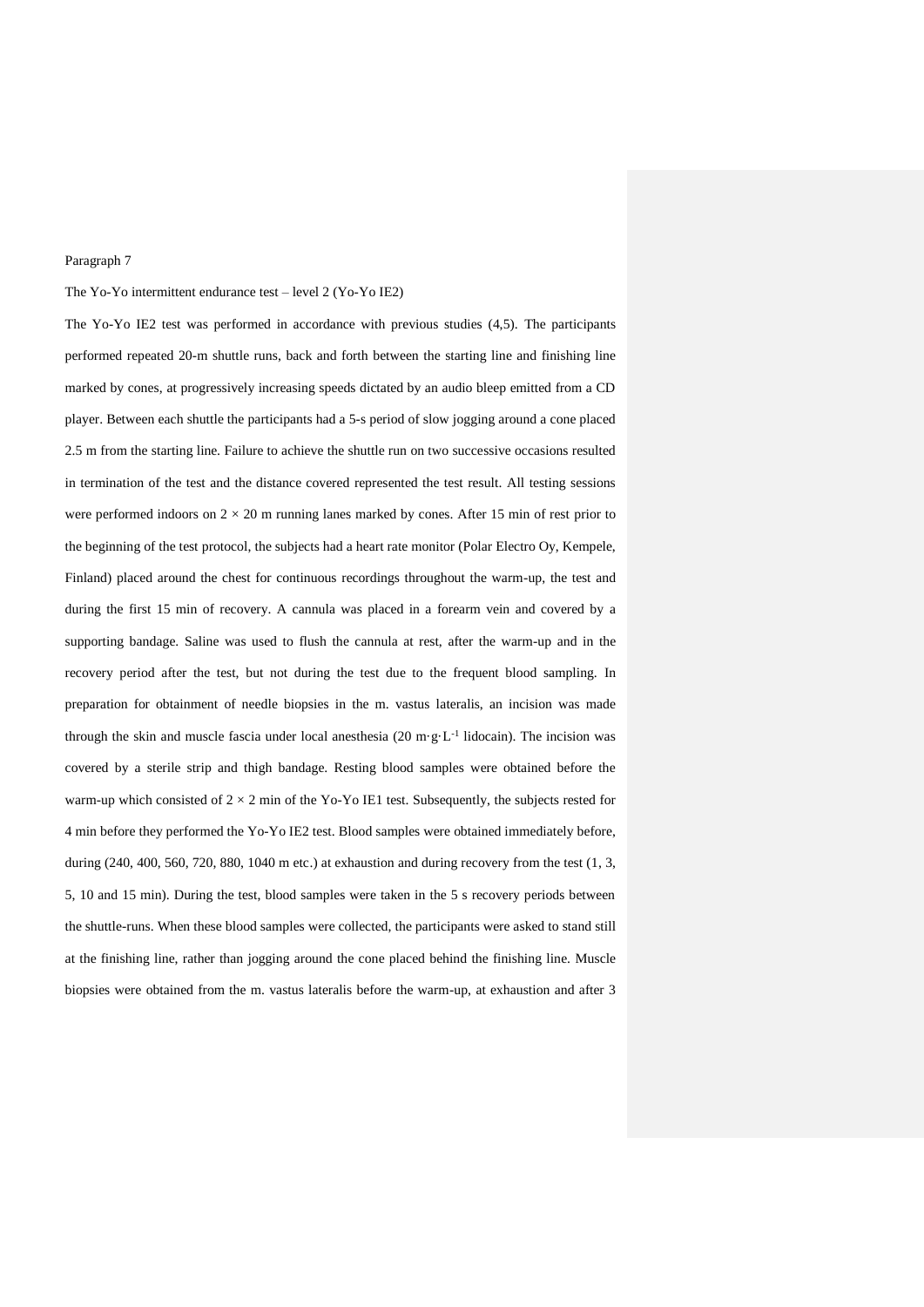Paragraph 7

The Yo-Yo intermittent endurance test – level 2 (Yo-Yo IE2)

The Yo-Yo IE2 test was performed in accordance with previous studies (4,5). The participants performed repeated 20-m shuttle runs, back and forth between the starting line and finishing line marked by cones, at progressively increasing speeds dictated by an audio bleep emitted from a CD player. Between each shuttle the participants had a 5-s period of slow jogging around a cone placed 2.5 m from the starting line. Failure to achieve the shuttle run on two successive occasions resulted in termination of the test and the distance covered represented the test result. All testing sessions were performed indoors on $2 \times 20$ m running lanes marked by cones. After 15 min of rest prior to the beginning of the test protocol, the subjects had a heart rate monitor (Polar Electro Oy, Kempele, Finland) placed around the chest for continuous recordings throughout the warm-up, the test and during the first 15 min of recovery. A cannula was placed in a forearm vein and covered by a supporting bandage. Saline was used to flush the cannula at rest, after the warm-up and in the recovery period after the test, but not during the test due to the frequent blood sampling. In preparation for obtainment of needle biopsies in the m. vastus lateralis, an incision was made through the skin and muscle fascia under local anesthesia ($20\ m{\cdot}g{\cdot}L^{-1}$ lidocain). The incision was covered by a sterile strip and thigh bandage. Resting blood samples were obtained before the warm-up which consisted of $2 \times 2$ min of the Yo-Yo IE1 test. Subsequently, the subjects rested for 4 min before they performed the Yo-Yo IE2 test. Blood samples were obtained immediately before, during (240, 400, 560, 720, 880, 1040 m etc.) at exhaustion and during recovery from the test (1, 3, 5, 10 and 15 min). During the test, blood samples were taken in the 5 s recovery periods between the shuttle-runs. When these blood samples were collected, the participants were asked to stand still at the finishing line, rather than jogging around the cone placed behind the finishing line. Muscle biopsies were obtained from the m. vastus lateralis before the warm-up, at exhaustion and after 3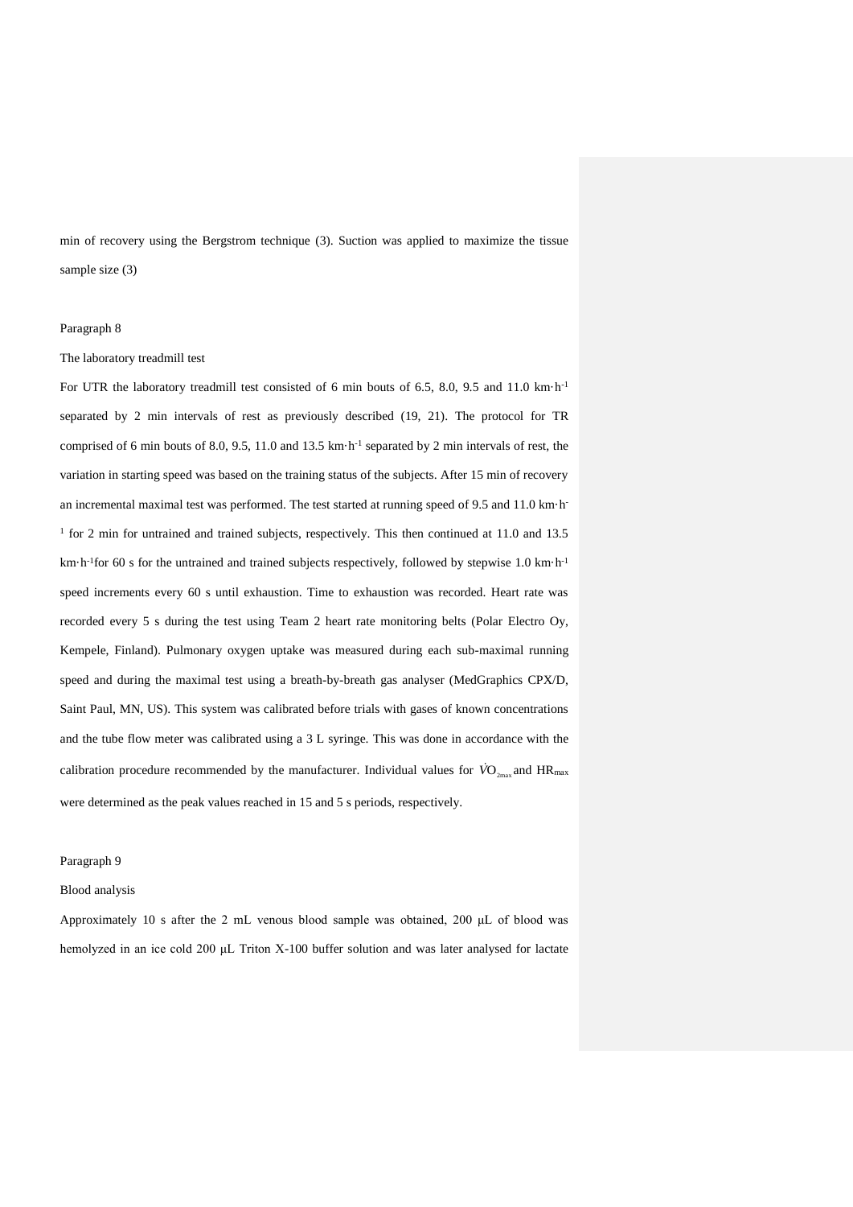min of recovery using the Bergstrom technique (3). Suction was applied to maximize the tissue sample size (3)

Paragraph 8

The laboratory treadmill test

For UTR the laboratory treadmill test consisted of 6 min bouts of 6.5, 8.0, 9.5 and 11.0 km·h$^{-1}$ separated by 2 min intervals of rest as previously described (19, 21). The protocol for TR comprised of 6 min bouts of 8.0, 9.5, 11.0 and 13.5 km·h$^{-1}$ separated by 2 min intervals of rest, the variation in starting speed was based on the training status of the subjects. After 15 min of recovery an incremental maximal test was performed. The test started at running speed of 9.5 and 11.0 km·h$^{-1}$ for 2 min for untrained and trained subjects, respectively. This then continued at 11.0 and 13.5 km·h$^{-1}$for 60 s for the untrained and trained subjects respectively, followed by stepwise 1.0 km·h$^{-1}$ speed increments every 60 s until exhaustion. Time to exhaustion was recorded. Heart rate was recorded every 5 s during the test using Team 2 heart rate monitoring belts (Polar Electro Oy, Kempele, Finland). Pulmonary oxygen uptake was measured during each sub-maximal running speed and during the maximal test using a breath-by-breath gas analyser (MedGraphics CPX/D, Saint Paul, MN, US). This system was calibrated before trials with gases of known concentrations and the tube flow meter was calibrated using a 3 L syringe. This was done in accordance with the calibration procedure recommended by the manufacturer. Individual values for $\dot{V}O_{2max}$ and $HR_{max}$ were determined as the peak values reached in 15 and 5 s periods, respectively.

Paragraph 9

Blood analysis

Approximately 10 s after the 2 mL venous blood sample was obtained, 200 µL of blood was hemolyzed in an ice cold 200 µL Triton X-100 buffer solution and was later analysed for lactate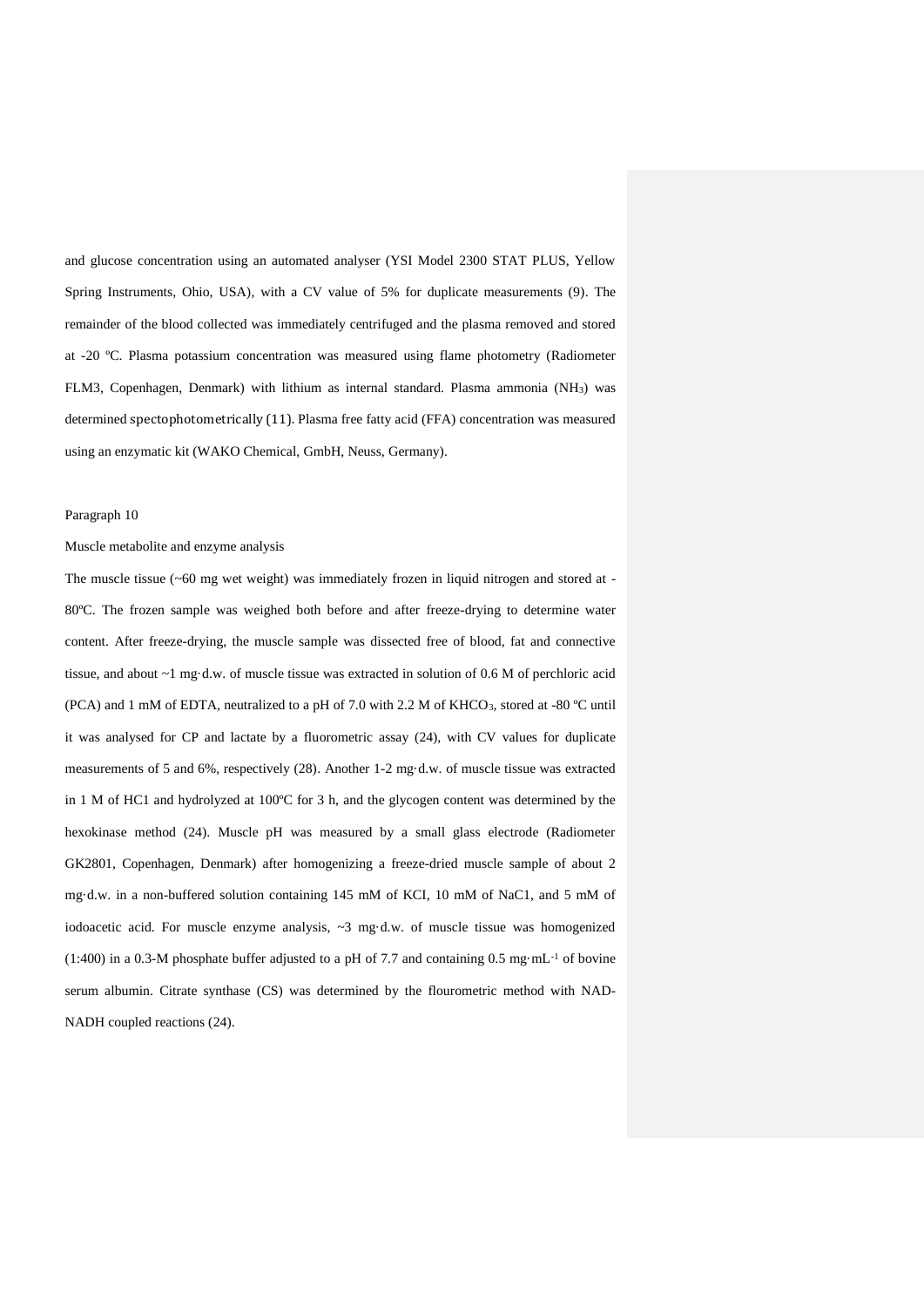and glucose concentration using an automated analyser (YSI Model 2300 STAT PLUS, Yellow Spring Instruments, Ohio, USA), with a CV value of 5% for duplicate measurements (9). The remainder of the blood collected was immediately centrifuged and the plasma removed and stored at -20 ºC. Plasma potassium concentration was measured using flame photometry (Radiometer FLM3, Copenhagen, Denmark) with lithium as internal standard. Plasma ammonia ($NH_3$) was determined spectophotometrically (11). Plasma free fatty acid (FFA) concentration was measured using an enzymatic kit (WAKO Chemical, GmbH, Neuss, Germany).

Paragraph 10

Muscle metabolite and enzyme analysis

The muscle tissue (~60 mg wet weight) was immediately frozen in liquid nitrogen and stored at -80ºC. The frozen sample was weighed both before and after freeze-drying to determine water content. After freeze-drying, the muscle sample was dissected free of blood, fat and connective tissue, and about ~1 mg·d.w. of muscle tissue was extracted in solution of 0.6 M of perchloric acid (PCA) and 1 mM of EDTA, neutralized to a pH of 7.0 with 2.2 M of $KHCO_3$, stored at -80 ºC until it was analysed for CP and lactate by a fluorometric assay (24), with CV values for duplicate measurements of 5 and 6%, respectively (28). Another 1-2 mg·d.w. of muscle tissue was extracted in 1 M of HC1 and hydrolyzed at 100ºC for 3 h, and the glycogen content was determined by the hexokinase method (24). Muscle pH was measured by a small glass electrode (Radiometer GK2801, Copenhagen, Denmark) after homogenizing a freeze-dried muscle sample of about 2 mg·d.w. in a non-buffered solution containing 145 mM of KCI, 10 mM of NaC1, and 5 mM of iodoacetic acid. For muscle enzyme analysis, ~3 mg·d.w. of muscle tissue was homogenized (1:400) in a 0.3-M phosphate buffer adjusted to a pH of 7.7 and containing 0.5 mg·mL$^{-1}$ of bovine serum albumin. Citrate synthase (CS) was determined by the flourometric method with NAD-NADH coupled reactions (24).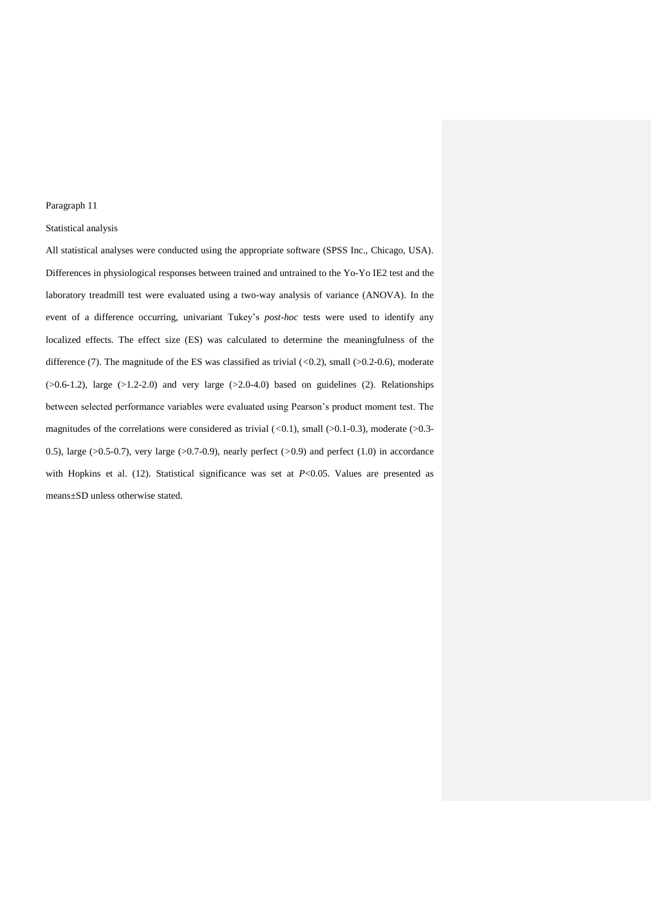Paragraph 11

## Statistical analysis

All statistical analyses were conducted using the appropriate software (SPSS Inc., Chicago, USA). Differences in physiological responses between trained and untrained to the Yo-Yo IE2 test and the laboratory treadmill test were evaluated using a two-way analysis of variance (ANOVA). In the event of a difference occurring, univariant Tukey's *post-hoc* tests were used to identify any localized effects. The effect size (ES) was calculated to determine the meaningfulness of the difference (7). The magnitude of the ES was classified as trivial (<0.2), small (>0.2-0.6), moderate (>0.6-1.2), large (>1.2-2.0) and very large (>2.0-4.0) based on guidelines (2). Relationships between selected performance variables were evaluated using Pearson's product moment test. The magnitudes of the correlations were considered as trivial (<0.1), small (>0.1-0.3), moderate (>0.3-0.5), large (>0.5-0.7), very large (>0.7-0.9), nearly perfect (>0.9) and perfect (1.0) in accordance with Hopkins et al. (12). Statistical significance was set at $P<0.05$. Values are presented as means±SD unless otherwise stated.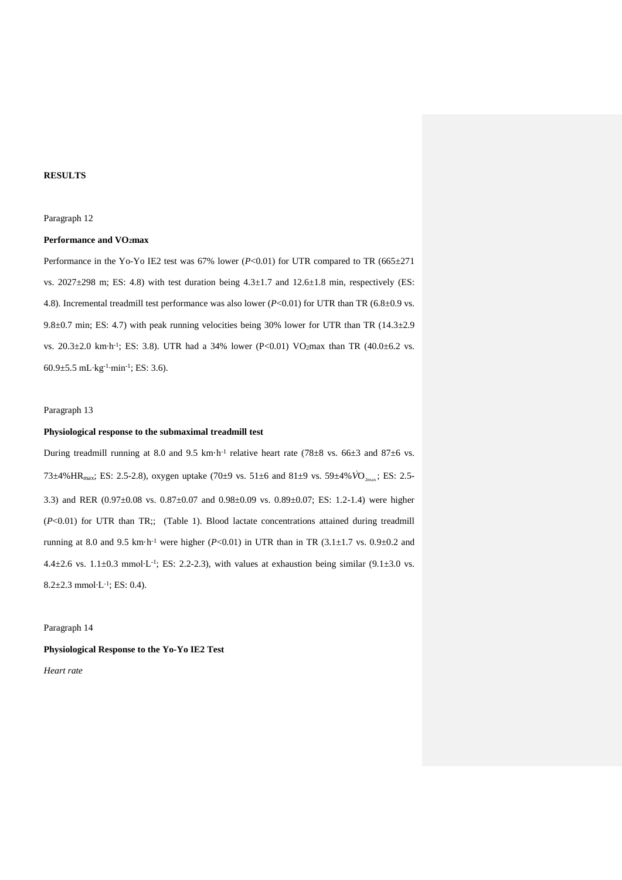**RESULTS**

Paragraph 12

**Performance and $VO_2max$**

Performance in the Yo-Yo IE2 test was 67% lower (*P*<0.01) for UTR compared to TR (665±271 vs. 2027±298 m; ES: 4.8) with test duration being 4.3±1.7 and 12.6±1.8 min, respectively (ES: 4.8). Incremental treadmill test performance was also lower (*P*<0.01) for UTR than TR (6.8±0.9 vs. 9.8±0.7 min; ES: 4.7) with peak running velocities being 30% lower for UTR than TR (14.3±2.9 vs. 20.3±2.0 $km \cdot h^{-1}$; ES: 3.8). UTR had a 34% lower (P<0.01) $VO_2max$ than TR (40.0±6.2 vs. 60.9±5.5 $mL \cdot kg^{-1} \cdot min^{-1}$; ES: 3.6).

Paragraph 13

**Physiological response to the submaximal treadmill test**

During treadmill running at 8.0 and 9.5 $km \cdot h^{-1}$ relative heart rate (78±8 vs. 66±3 and 87±6 vs. 73±4%$HR_{max}$; ES: 2.5-2.8), oxygen uptake (70±9 vs. 51±6 and 81±9 vs. 59±4%$\dot{V}O_{2max}$; ES: 2.5-3.3) and RER (0.97±0.08 vs. 0.87±0.07 and 0.98±0.09 vs. 0.89±0.07; ES: 1.2-1.4) were higher (*P*<0.01) for UTR than TR;; (Table 1). Blood lactate concentrations attained during treadmill running at 8.0 and 9.5 $km \cdot h^{-1}$ were higher (*P*<0.01) in UTR than in TR (3.1±1.7 vs. 0.9±0.2 and 4.4±2.6 vs. 1.1±0.3 $mmol \cdot L^{-1}$; ES: 2.2-2.3), with values at exhaustion being similar (9.1±3.0 vs. 8.2±2.3 $mmol \cdot L^{-1}$; ES: 0.4).

Paragraph 14

**Physiological Response to the Yo-Yo IE2 Test**

*Heart rate*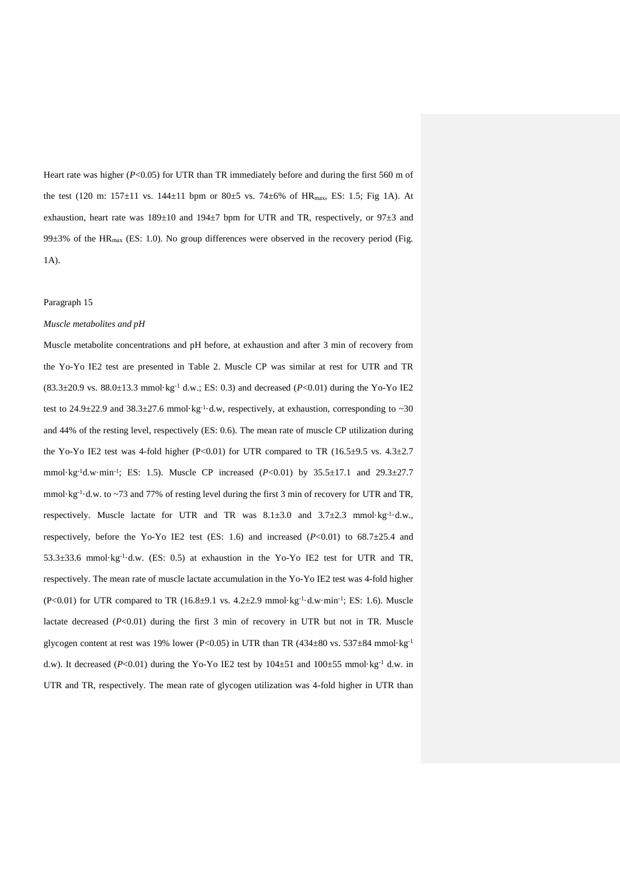Heart rate was higher ($P<0.05$) for UTR than TR immediately before and during the first 560 m of the test (120 m: 157±11 vs. 144±11 bpm or 80±5 vs. 74±6% of $HR_{max}$, ES: 1.5; Fig 1A). At exhaustion, heart rate was 189±10 and 194±7 bpm for UTR and TR, respectively, or 97±3 and 99±3% of the $HR_{max}$ (ES: 1.0). No group differences were observed in the recovery period (Fig. 1A).

Paragraph 15

*Muscle metabolites and pH*

Muscle metabolite concentrations and pH before, at exhaustion and after 3 min of recovery from the Yo-Yo IE2 test are presented in Table 2. Muscle CP was similar at rest for UTR and TR (83.3±20.9 vs. 88.0±13.3 $mmol \cdot kg^{-1}$ d.w.; ES: 0.3) and decreased ($P<0.01$) during the Yo-Yo IE2 test to 24.9±22.9 and 38.3±27.6 $mmol \cdot kg^{-1} \cdot$ d.w, respectively, at exhaustion, corresponding to ~30 and 44% of the resting level, respectively (ES: 0.6). The mean rate of muscle CP utilization during the Yo-Yo IE2 test was 4-fold higher ($P<0.01$) for UTR compared to TR (16.5±9.5 vs. 4.3±2.7 $mmol \cdot kg^{-1}$d.w$\cdot min^{-1}$; ES: 1.5). Muscle CP increased ($P<0.01$) by 35.5±17.1 and 29.3±27.7 $mmol \cdot kg^{-1} \cdot$ d.w. to ~73 and 77% of resting level during the first 3 min of recovery for UTR and TR, respectively. Muscle lactate for UTR and TR was 8.1±3.0 and 3.7±2.3 $mmol \cdot kg^{-1} \cdot$ d.w., respectively, before the Yo-Yo IE2 test (ES: 1.6) and increased ($P<0.01$) to 68.7±25.4 and 53.3±33.6 $mmol \cdot kg^{-1} \cdot$ d.w. (ES: 0.5) at exhaustion in the Yo-Yo IE2 test for UTR and TR, respectively. The mean rate of muscle lactate accumulation in the Yo-Yo IE2 test was 4-fold higher ($P<0.01$) for UTR compared to TR (16.8±9.1 vs. 4.2±2.9 $mmol \cdot kg^{-1} \cdot$ d.w$\cdot min^{-1}$; ES: 1.6). Muscle lactate decreased ($P<0.01$) during the first 3 min of recovery in UTR but not in TR. Muscle glycogen content at rest was 19% lower ($P<0.05$) in UTR than TR (434±80 vs. 537±84 $mmol \cdot kg^{-1}$ d.w). It decreased ($P<0.01$) during the Yo-Yo IE2 test by 104±51 and 100±55 $mmol \cdot kg^{-1}$ d.w. in UTR and TR, respectively. The mean rate of glycogen utilization was 4-fold higher in UTR than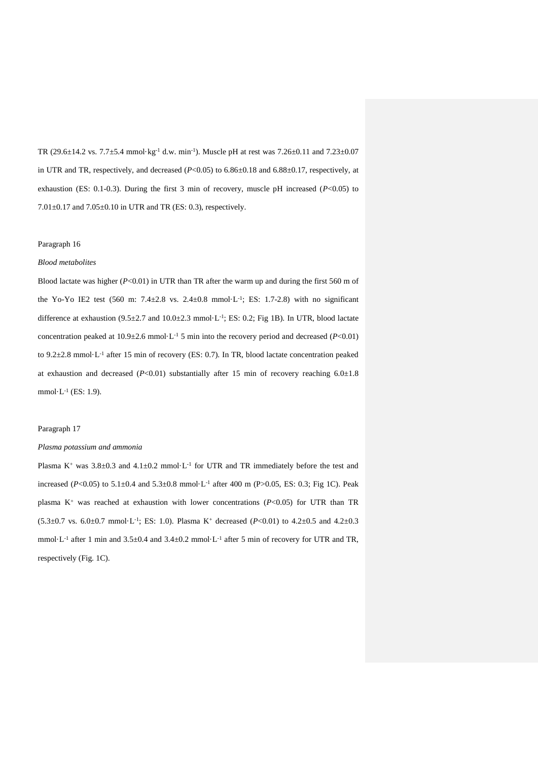TR (29.6±14.2 vs. 7.7±5.4 mmol·kg$^{-1}$ d.w. min$^{-1}$). Muscle pH at rest was 7.26±0.11 and 7.23±0.07 in UTR and TR, respectively, and decreased ($P$<0.05) to 6.86±0.18 and 6.88±0.17, respectively, at exhaustion (ES: 0.1-0.3). During the first 3 min of recovery, muscle pH increased ($P$<0.05) to 7.01±0.17 and 7.05±0.10 in UTR and TR (ES: 0.3), respectively.

Paragraph 16

*Blood metabolites*

Blood lactate was higher ($P$<0.01) in UTR than TR after the warm up and during the first 560 m of the Yo-Yo IE2 test (560 m: 7.4±2.8 vs. 2.4±0.8 mmol·L$^{-1}$; ES: 1.7-2.8) with no significant difference at exhaustion (9.5±2.7 and 10.0±2.3 mmol·L$^{-1}$; ES: 0.2; Fig 1B). In UTR, blood lactate concentration peaked at 10.9±2.6 mmol·L$^{-1}$ 5 min into the recovery period and decreased ($P$<0.01) to 9.2±2.8 mmol·L$^{-1}$ after 15 min of recovery (ES: 0.7). In TR, blood lactate concentration peaked at exhaustion and decreased ($P$<0.01) substantially after 15 min of recovery reaching 6.0±1.8 mmol·L$^{-1}$ (ES: 1.9).

Paragraph 17

*Plasma potassium and ammonia*

Plasma $K^+$ was 3.8±0.3 and 4.1±0.2 mmol·L$^{-1}$ for UTR and TR immediately before the test and increased ($P$<0.05) to 5.1±0.4 and 5.3±0.8 mmol·L$^{-1}$ after 400 m (P>0.05, ES: 0.3; Fig 1C). Peak plasma $K^+$ was reached at exhaustion with lower concentrations ($P$<0.05) for UTR than TR (5.3±0.7 vs. 6.0±0.7 mmol·L$^{-1}$; ES: 1.0). Plasma $K^+$ decreased ($P$<0.01) to 4.2±0.5 and 4.2±0.3 mmol·L$^{-1}$ after 1 min and 3.5±0.4 and 3.4±0.2 mmol·L$^{-1}$ after 5 min of recovery for UTR and TR, respectively (Fig. 1C).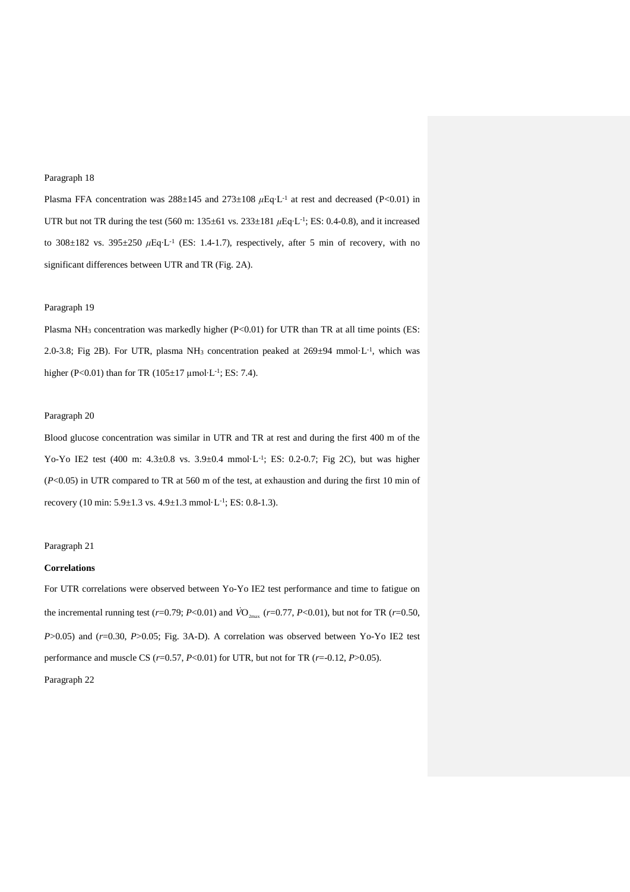Paragraph 18

Plasma FFA concentration was 288±145 and 273±108 $\mu$Eq·L$^{-1}$ at rest and decreased (P<0.01) in UTR but not TR during the test (560 m: 135±61 vs. 233±181 $\mu$Eq·L$^{-1}$; ES: 0.4-0.8), and it increased to 308±182 vs. 395±250 $\mu$Eq·L$^{-1}$ (ES: 1.4-1.7), respectively, after 5 min of recovery, with no significant differences between UTR and TR (Fig. 2A).

Paragraph 19

Plasma $NH_3$ concentration was markedly higher (P<0.01) for UTR than TR at all time points (ES: 2.0-3.8; Fig 2B). For UTR, plasma $NH_3$ concentration peaked at 269±94 mmol·L$^{-1}$, which was higher (P<0.01) than for TR (105±17 µmol·L$^{-1}$; ES: 7.4).

Paragraph 20

Blood glucose concentration was similar in UTR and TR at rest and during the first 400 m of the Yo-Yo IE2 test (400 m: 4.3±0.8 vs. 3.9±0.4 mmol·L$^{-1}$; ES: 0.2-0.7; Fig 2C), but was higher (*P*<0.05) in UTR compared to TR at 560 m of the test, at exhaustion and during the first 10 min of recovery (10 min: 5.9±1.3 vs. 4.9±1.3 mmol·L$^{-1}$; ES: 0.8-1.3).

Paragraph 21

**Correlations**

For UTR correlations were observed between Yo-Yo IE2 test performance and time to fatigue on the incremental running test (*r*=0.79; *P*<0.01) and $\dot{V}O_{2max}$ (*r*=0.77, *P*<0.01), but not for TR (*r*=0.50, *P*>0.05) and (*r*=0.30, *P*>0.05; Fig. 3A-D). A correlation was observed between Yo-Yo IE2 test performance and muscle CS (*r*=0.57, *P*<0.01) for UTR, but not for TR (*r*=-0.12, *P*>0.05).

Paragraph 22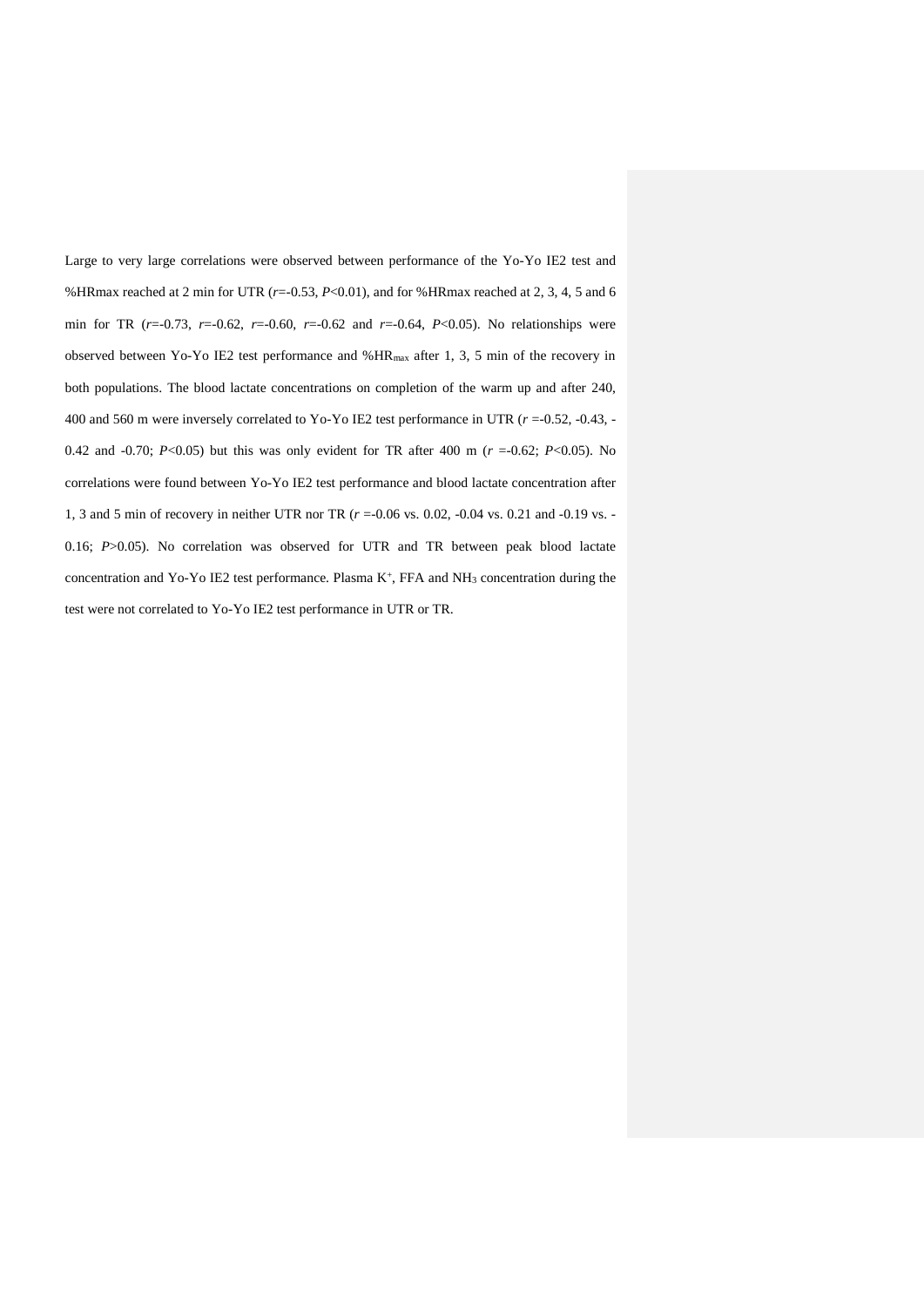Large to very large correlations were observed between performance of the Yo-Yo IE2 test and %HRmax reached at 2 min for UTR (*r*=-0.53, $P<0.01$), and for %HRmax reached at 2, 3, 4, 5 and 6 min for TR (*r*=-0.73, *r*=-0.62, *r*=-0.60, *r*=-0.62 and *r*=-0.64, $P<0.05$). No relationships were observed between Yo-Yo IE2 test performance and $\%HR_{max}$ after 1, 3, 5 min of the recovery in both populations. The blood lactate concentrations on completion of the warm up and after 240, 400 and 560 m were inversely correlated to Yo-Yo IE2 test performance in UTR (*r* =-0.52, -0.43, -0.42 and -0.70; $P<0.05$) but this was only evident for TR after 400 m (*r* =-0.62; $P<0.05$). No correlations were found between Yo-Yo IE2 test performance and blood lactate concentration after 1, 3 and 5 min of recovery in neither UTR nor TR (*r* =-0.06 vs. 0.02, -0.04 vs. 0.21 and -0.19 vs. -0.16; $P>0.05$). No correlation was observed for UTR and TR between peak blood lactate concentration and Yo-Yo IE2 test performance. Plasma $K^+$, FFA and $NH_3$ concentration during the test were not correlated to Yo-Yo IE2 test performance in UTR or TR.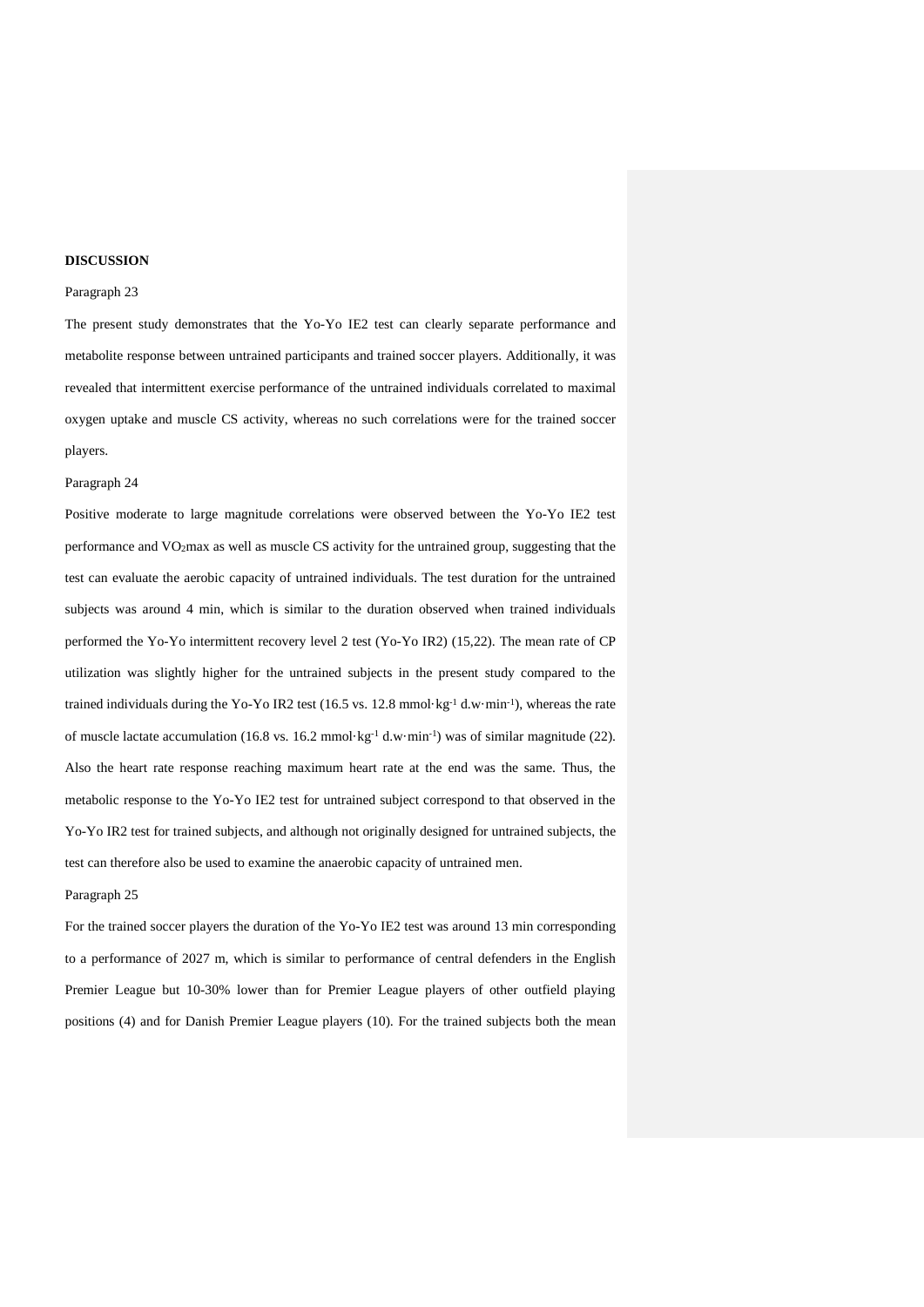**DISCUSSION**

Paragraph 23

The present study demonstrates that the Yo-Yo IE2 test can clearly separate performance and metabolite response between untrained participants and trained soccer players. Additionally, it was revealed that intermittent exercise performance of the untrained individuals correlated to maximal oxygen uptake and muscle CS activity, whereas no such correlations were for the trained soccer players.

Paragraph 24

Positive moderate to large magnitude correlations were observed between the Yo-Yo IE2 test performance and $VO_2$max as well as muscle CS activity for the untrained group, suggesting that the test can evaluate the aerobic capacity of untrained individuals. The test duration for the untrained subjects was around 4 min, which is similar to the duration observed when trained individuals performed the Yo-Yo intermittent recovery level 2 test (Yo-Yo IR2) (15,22). The mean rate of CP utilization was slightly higher for the untrained subjects in the present study compared to the trained individuals during the Yo-Yo IR2 test (16.5 vs. 12.8 mmol·kg$^{-1}$ d.w·min$^{-1}$), whereas the rate of muscle lactate accumulation (16.8 vs. 16.2 mmol·kg$^{-1}$ d.w·min$^{-1}$) was of similar magnitude (22). Also the heart rate response reaching maximum heart rate at the end was the same. Thus, the metabolic response to the Yo-Yo IE2 test for untrained subject correspond to that observed in the Yo-Yo IR2 test for trained subjects, and although not originally designed for untrained subjects, the test can therefore also be used to examine the anaerobic capacity of untrained men.

Paragraph 25

For the trained soccer players the duration of the Yo-Yo IE2 test was around 13 min corresponding to a performance of 2027 m, which is similar to performance of central defenders in the English Premier League but 10-30% lower than for Premier League players of other outfield playing positions (4) and for Danish Premier League players (10). For the trained subjects both the mean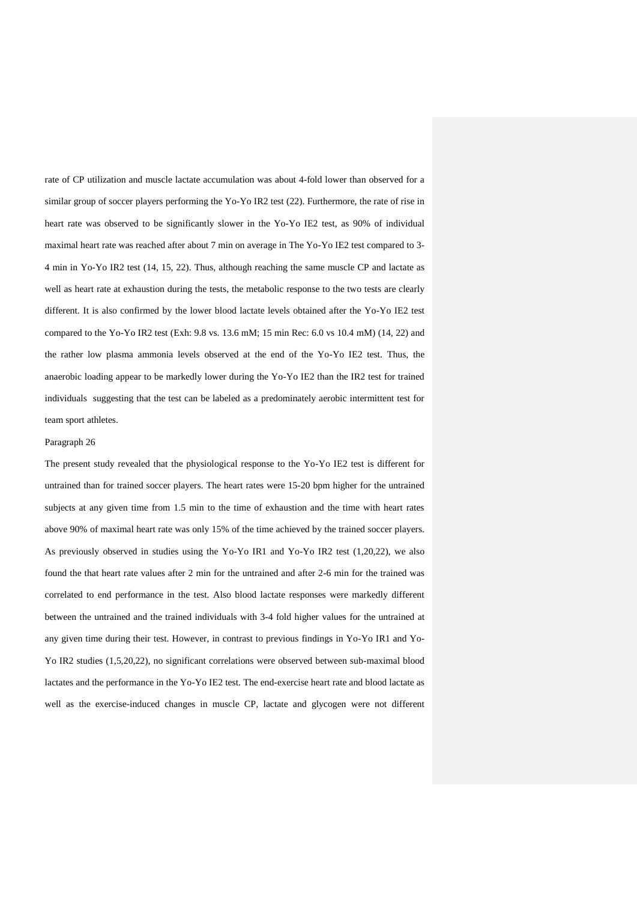rate of CP utilization and muscle lactate accumulation was about 4-fold lower than observed for a similar group of soccer players performing the Yo-Yo IR2 test (22). Furthermore, the rate of rise in heart rate was observed to be significantly slower in the Yo-Yo IE2 test, as 90% of individual maximal heart rate was reached after about 7 min on average in The Yo-Yo IE2 test compared to 3-4 min in Yo-Yo IR2 test (14, 15, 22). Thus, although reaching the same muscle CP and lactate as well as heart rate at exhaustion during the tests, the metabolic response to the two tests are clearly different. It is also confirmed by the lower blood lactate levels obtained after the Yo-Yo IE2 test compared to the Yo-Yo IR2 test (Exh: 9.8 vs. 13.6 mM; 15 min Rec: 6.0 vs 10.4 mM) (14, 22) and the rather low plasma ammonia levels observed at the end of the Yo-Yo IE2 test. Thus, the anaerobic loading appear to be markedly lower during the Yo-Yo IE2 than the IR2 test for trained individuals suggesting that the test can be labeled as a predominately aerobic intermittent test for team sport athletes.

Paragraph 26

The present study revealed that the physiological response to the Yo-Yo IE2 test is different for untrained than for trained soccer players. The heart rates were 15-20 bpm higher for the untrained subjects at any given time from 1.5 min to the time of exhaustion and the time with heart rates above 90% of maximal heart rate was only 15% of the time achieved by the trained soccer players. As previously observed in studies using the Yo-Yo IR1 and Yo-Yo IR2 test (1,20,22), we also found the that heart rate values after 2 min for the untrained and after 2-6 min for the trained was correlated to end performance in the test. Also blood lactate responses were markedly different between the untrained and the trained individuals with 3-4 fold higher values for the untrained at any given time during their test. However, in contrast to previous findings in Yo-Yo IR1 and Yo-Yo IR2 studies (1,5,20,22), no significant correlations were observed between sub-maximal blood lactates and the performance in the Yo-Yo IE2 test. The end-exercise heart rate and blood lactate as well as the exercise-induced changes in muscle CP, lactate and glycogen were not different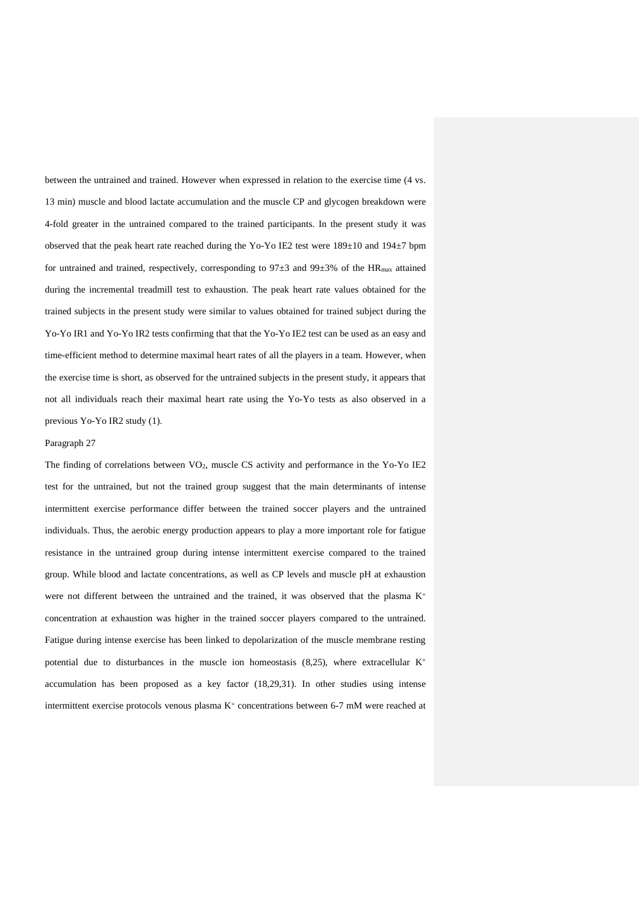between the untrained and trained. However when expressed in relation to the exercise time (4 vs. 13 min) muscle and blood lactate accumulation and the muscle CP and glycogen breakdown were 4-fold greater in the untrained compared to the trained participants. In the present study it was observed that the peak heart rate reached during the Yo-Yo IE2 test were 189±10 and 194±7 bpm for untrained and trained, respectively, corresponding to 97±3 and 99±3% of the $HR_{max}$ attained during the incremental treadmill test to exhaustion. The peak heart rate values obtained for the trained subjects in the present study were similar to values obtained for trained subject during the Yo-Yo IR1 and Yo-Yo IR2 tests confirming that that the Yo-Yo IE2 test can be used as an easy and time-efficient method to determine maximal heart rates of all the players in a team. However, when the exercise time is short, as observed for the untrained subjects in the present study, it appears that not all individuals reach their maximal heart rate using the Yo-Yo tests as also observed in a previous Yo-Yo IR2 study (1).

Paragraph 27

The finding of correlations between $VO_2$, muscle CS activity and performance in the Yo-Yo IE2 test for the untrained, but not the trained group suggest that the main determinants of intense intermittent exercise performance differ between the trained soccer players and the untrained individuals. Thus, the aerobic energy production appears to play a more important role for fatigue resistance in the untrained group during intense intermittent exercise compared to the trained group. While blood and lactate concentrations, as well as CP levels and muscle pH at exhaustion were not different between the untrained and the trained, it was observed that the plasma $K^+$ concentration at exhaustion was higher in the trained soccer players compared to the untrained. Fatigue during intense exercise has been linked to depolarization of the muscle membrane resting potential due to disturbances in the muscle ion homeostasis (8,25), where extracellular $K^+$ accumulation has been proposed as a key factor (18,29,31). In other studies using intense intermittent exercise protocols venous plasma $K^+$ concentrations between 6-7 mM were reached at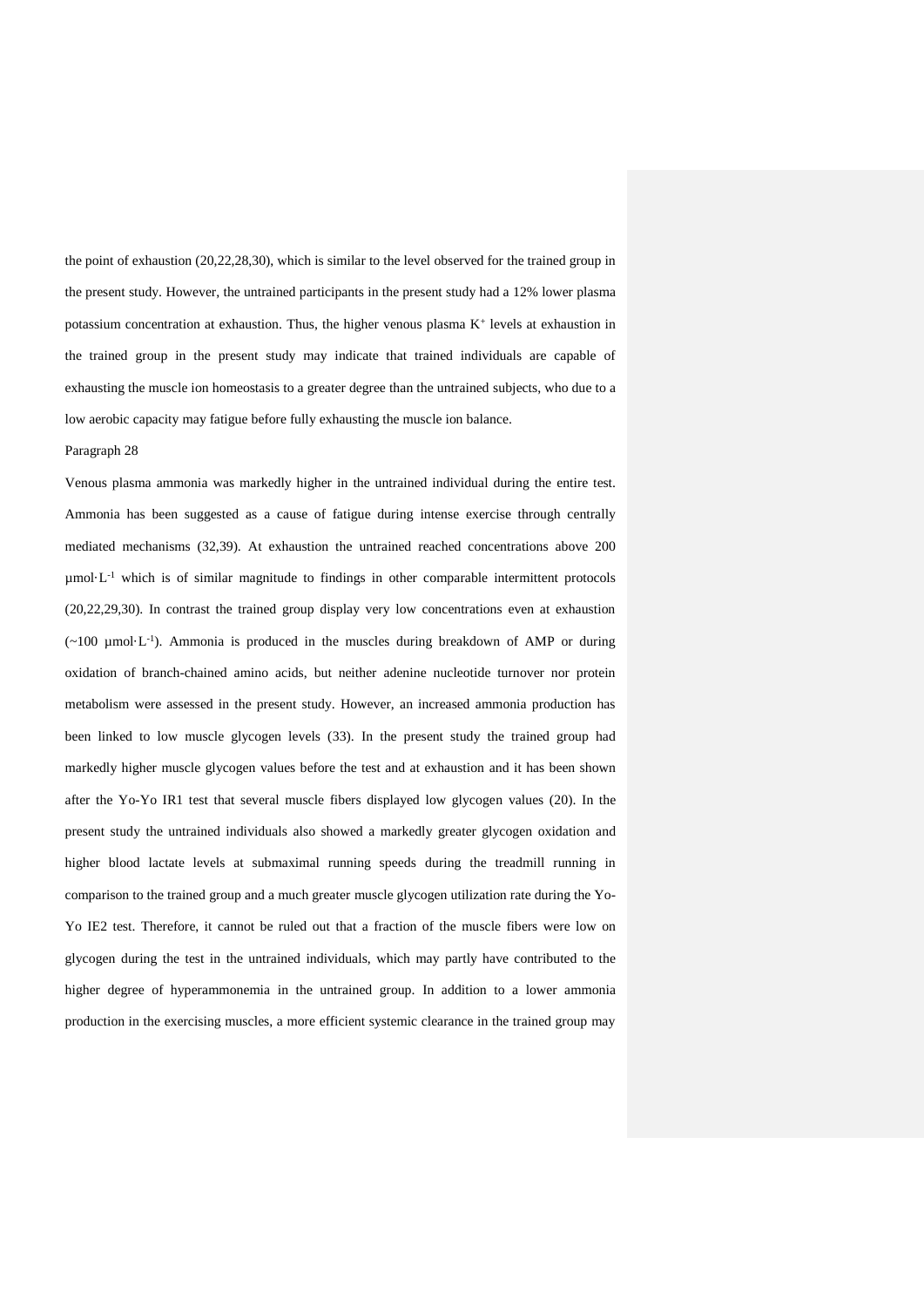the point of exhaustion (20,22,28,30), which is similar to the level observed for the trained group in the present study. However, the untrained participants in the present study had a 12% lower plasma potassium concentration at exhaustion. Thus, the higher venous plasma $K^+$ levels at exhaustion in the trained group in the present study may indicate that trained individuals are capable of exhausting the muscle ion homeostasis to a greater degree than the untrained subjects, who due to a low aerobic capacity may fatigue before fully exhausting the muscle ion balance.

Paragraph 28

Venous plasma ammonia was markedly higher in the untrained individual during the entire test. Ammonia has been suggested as a cause of fatigue during intense exercise through centrally mediated mechanisms (32,39). At exhaustion the untrained reached concentrations above 200 $\mu mol \cdot L^{-1}$ which is of similar magnitude to findings in other comparable intermittent protocols (20,22,29,30). In contrast the trained group display very low concentrations even at exhaustion (~100 $\mu mol \cdot L^{-1}$). Ammonia is produced in the muscles during breakdown of AMP or during oxidation of branch-chained amino acids, but neither adenine nucleotide turnover nor protein metabolism were assessed in the present study. However, an increased ammonia production has been linked to low muscle glycogen levels (33). In the present study the trained group had markedly higher muscle glycogen values before the test and at exhaustion and it has been shown after the Yo-Yo IR1 test that several muscle fibers displayed low glycogen values (20). In the present study the untrained individuals also showed a markedly greater glycogen oxidation and higher blood lactate levels at submaximal running speeds during the treadmill running in comparison to the trained group and a much greater muscle glycogen utilization rate during the Yo-Yo IE2 test. Therefore, it cannot be ruled out that a fraction of the muscle fibers were low on glycogen during the test in the untrained individuals, which may partly have contributed to the higher degree of hyperammonemia in the untrained group. In addition to a lower ammonia production in the exercising muscles, a more efficient systemic clearance in the trained group may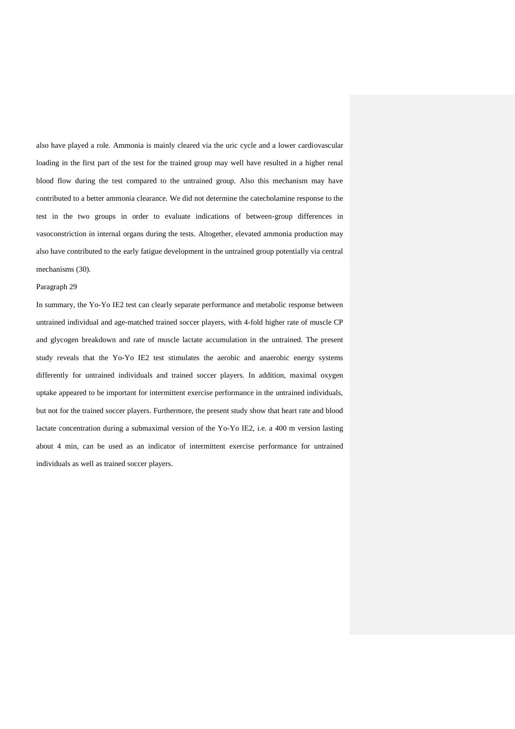also have played a role. Ammonia is mainly cleared via the uric cycle and a lower cardiovascular loading in the first part of the test for the trained group may well have resulted in a higher renal blood flow during the test compared to the untrained group. Also this mechanism may have contributed to a better ammonia clearance. We did not determine the catecholamine response to the test in the two groups in order to evaluate indications of between-group differences in vasoconstriction in internal organs during the tests. Altogether, elevated ammonia production may also have contributed to the early fatigue development in the untrained group potentially via central mechanisms (30).

Paragraph 29

In summary, the Yo-Yo IE2 test can clearly separate performance and metabolic response between untrained individual and age-matched trained soccer players, with 4-fold higher rate of muscle CP and glycogen breakdown and rate of muscle lactate accumulation in the untrained. The present study reveals that the Yo-Yo IE2 test stimulates the aerobic and anaerobic energy systems differently for untrained individuals and trained soccer players. In addition, maximal oxygen uptake appeared to be important for intermittent exercise performance in the untrained individuals, but not for the trained soccer players. Furthermore, the present study show that heart rate and blood lactate concentration during a submaximal version of the Yo-Yo IE2, i.e. a 400 m version lasting about 4 min, can be used as an indicator of intermittent exercise performance for untrained individuals as well as trained soccer players.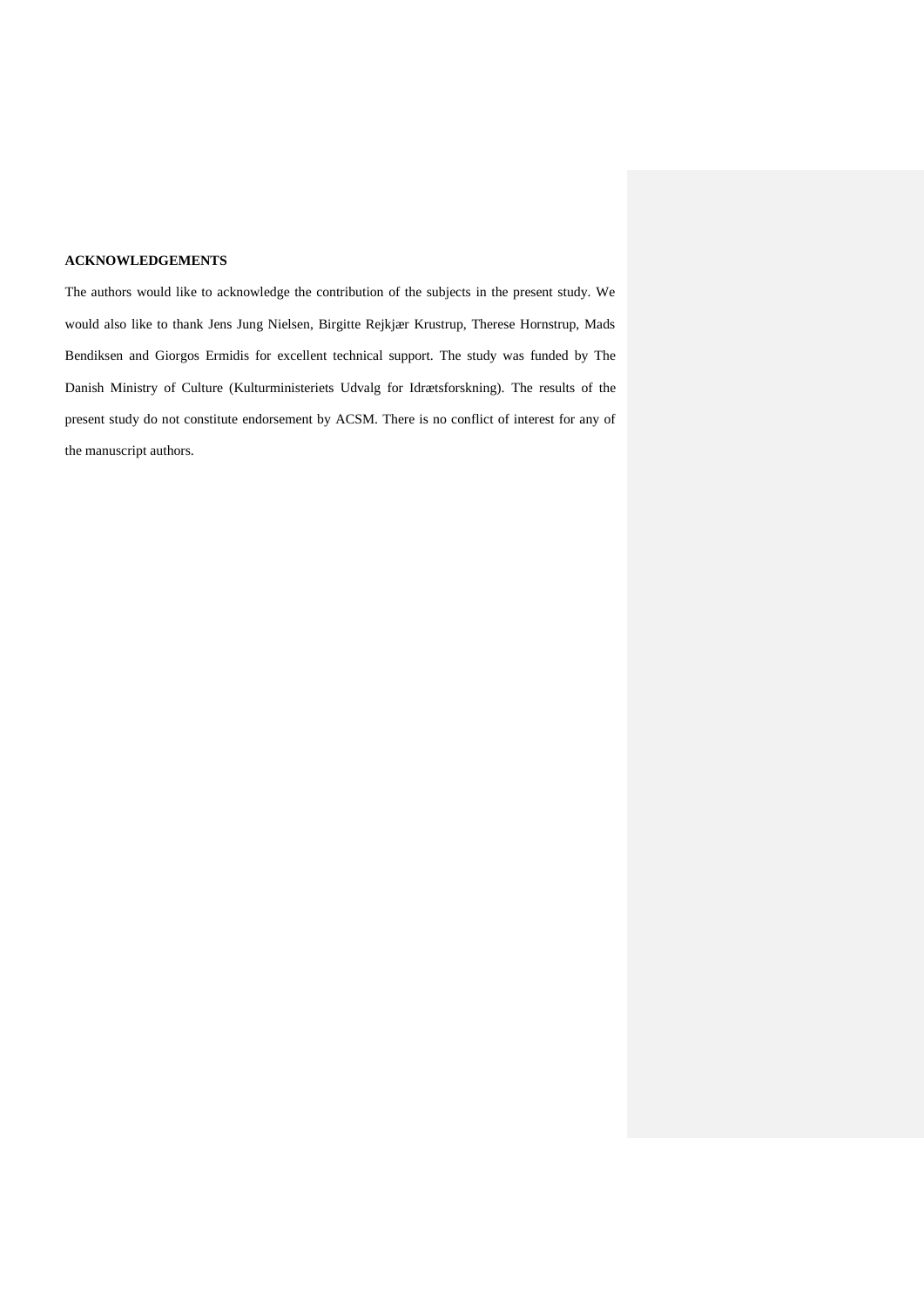**ACKNOWLEDGEMENTS**

The authors would like to acknowledge the contribution of the subjects in the present study. We would also like to thank Jens Jung Nielsen, Birgitte Rejkjær Krustrup, Therese Hornstrup, Mads Bendiksen and Giorgos Ermidis for excellent technical support. The study was funded by The Danish Ministry of Culture (Kulturministeriets Udvalg for Idrætsforskning). The results of the present study do not constitute endorsement by ACSM. There is no conflict of interest for any of the manuscript authors.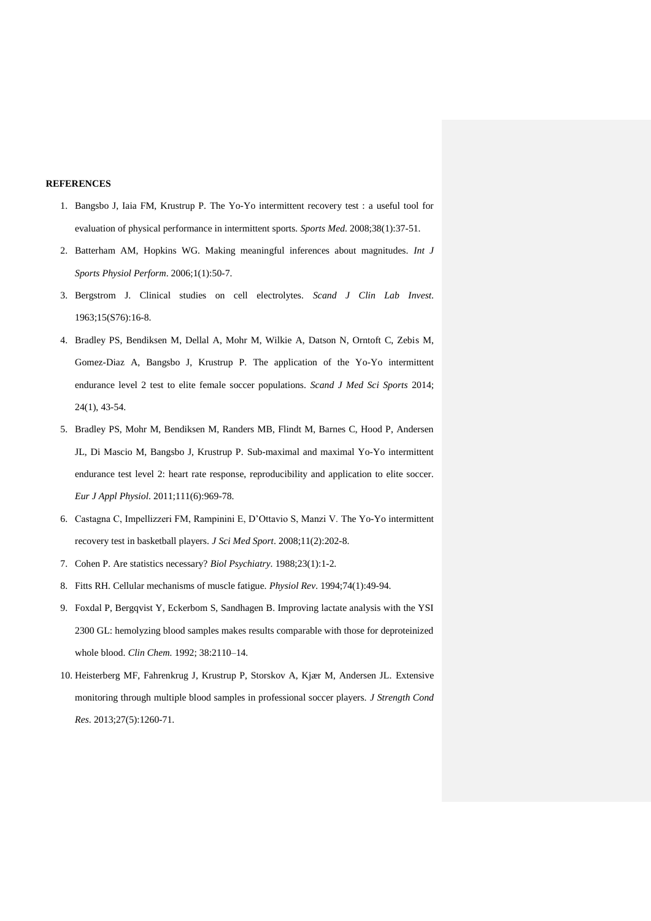**REFERENCES**

1. Bangsbo J, Iaia FM, Krustrup P. The Yo-Yo intermittent recovery test : a useful tool for evaluation of physical performance in intermittent sports. *Sports Med*. 2008;38(1):37-51.
2. Batterham AM, Hopkins WG. Making meaningful inferences about magnitudes. *Int J Sports Physiol Perform*. 2006;1(1):50-7.
3. Bergstrom J. Clinical studies on cell electrolytes. *Scand J Clin Lab Invest*. 1963;15(S76):16-8.
4. Bradley PS, Bendiksen M, Dellal A, Mohr M, Wilkie A, Datson N, Orntoft C, Zebis M, Gomez-Diaz A, Bangsbo J, Krustrup P. The application of the Yo-Yo intermittent endurance level 2 test to elite female soccer populations. *Scand J Med Sci Sports* 2014; 24(1), 43-54.
5. Bradley PS, Mohr M, Bendiksen M, Randers MB, Flindt M, Barnes C, Hood P, Andersen JL, Di Mascio M, Bangsbo J, Krustrup P. Sub-maximal and maximal Yo-Yo intermittent endurance test level 2: heart rate response, reproducibility and application to elite soccer. *Eur J Appl Physiol*. 2011;111(6):969-78.
6. Castagna C, Impellizzeri FM, Rampinini E, D'Ottavio S, Manzi V. The Yo-Yo intermittent recovery test in basketball players. *J Sci Med Sport*. 2008;11(2):202-8.
7. Cohen P. Are statistics necessary? *Biol Psychiatry*. 1988;23(1):1-2.
8. Fitts RH. Cellular mechanisms of muscle fatigue. *Physiol Rev*. 1994;74(1):49-94.
9. Foxdal P, Bergqvist Y, Eckerbom S, Sandhagen B. Improving lactate analysis with the YSI 2300 GL: hemolyzing blood samples makes results comparable with those for deproteinized whole blood. *Clin Chem*. 1992; 38:2110–14.
10. Heisterberg MF, Fahrenkrug J, Krustrup P, Storskov A, Kjær M, Andersen JL. Extensive monitoring through multiple blood samples in professional soccer players. *J Strength Cond Res*. 2013;27(5):1260-71.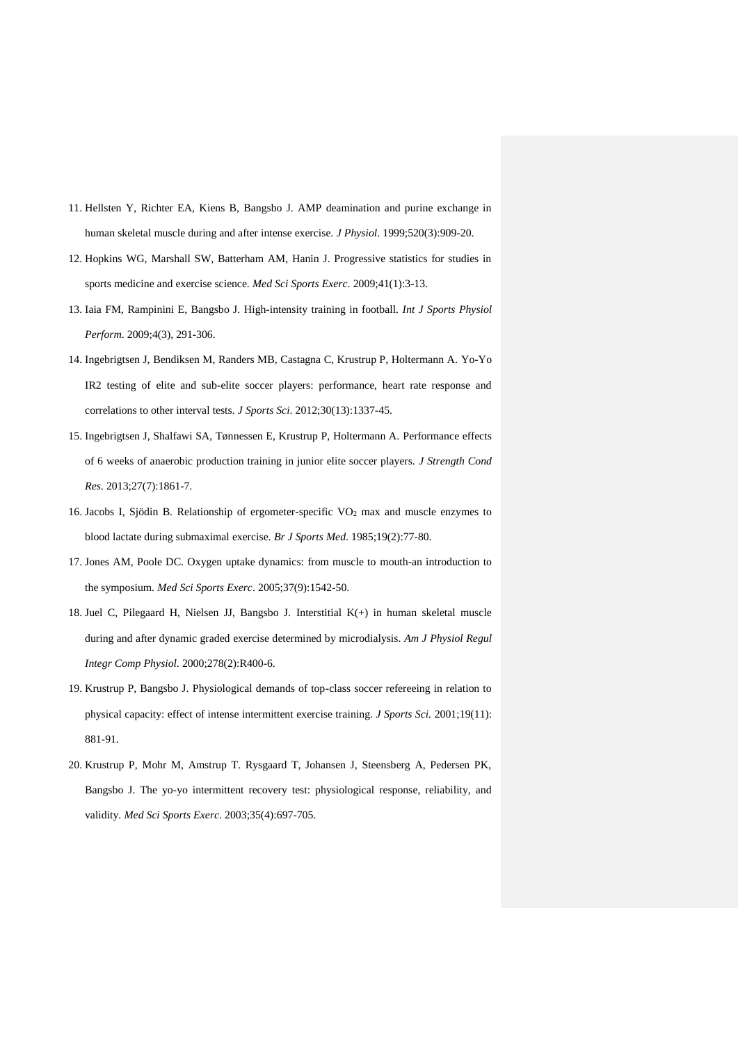11. Hellsten Y, Richter EA, Kiens B, Bangsbo J. AMP deamination and purine exchange in human skeletal muscle during and after intense exercise. *J Physiol*. 1999;520(3):909-20.
12. Hopkins WG, Marshall SW, Batterham AM, Hanin J. Progressive statistics for studies in sports medicine and exercise science. *Med Sci Sports Exerc*. 2009;41(1):3-13.
13. Iaia FM, Rampinini E, Bangsbo J. High-intensity training in football. *Int J Sports Physiol Perform*. 2009;4(3), 291-306.
14. Ingebrigtsen J, Bendiksen M, Randers MB, Castagna C, Krustrup P, Holtermann A. Yo-Yo IR2 testing of elite and sub-elite soccer players: performance, heart rate response and correlations to other interval tests. *J Sports Sci*. 2012;30(13):1337-45.
15. Ingebrigtsen J, Shalfawi SA, Tønnessen E, Krustrup P, Holtermann A. Performance effects of 6 weeks of anaerobic production training in junior elite soccer players. *J Strength Cond Res*. 2013;27(7):1861-7.
16. Jacobs I, Sjödin B. Relationship of ergometer-specific $VO_2$ max and muscle enzymes to blood lactate during submaximal exercise. *Br J Sports Med*. 1985;19(2):77-80.
17. Jones AM, Poole DC. Oxygen uptake dynamics: from muscle to mouth-an introduction to the symposium. *Med Sci Sports Exerc*. 2005;37(9):1542-50.
18. Juel C, Pilegaard H, Nielsen JJ, Bangsbo J. Interstitial K(+) in human skeletal muscle during and after dynamic graded exercise determined by microdialysis. *Am J Physiol Regul Integr Comp Physiol*. 2000;278(2):R400-6.
19. Krustrup P, Bangsbo J. Physiological demands of top-class soccer refereeing in relation to physical capacity: effect of intense intermittent exercise training. *J Sports Sci.* 2001;19(11): 881-91.
20. Krustrup P, Mohr M, Amstrup T. Rysgaard T, Johansen J, Steensberg A, Pedersen PK, Bangsbo J. The yo-yo intermittent recovery test: physiological response, reliability, and validity. *Med Sci Sports Exerc*. 2003;35(4):697-705.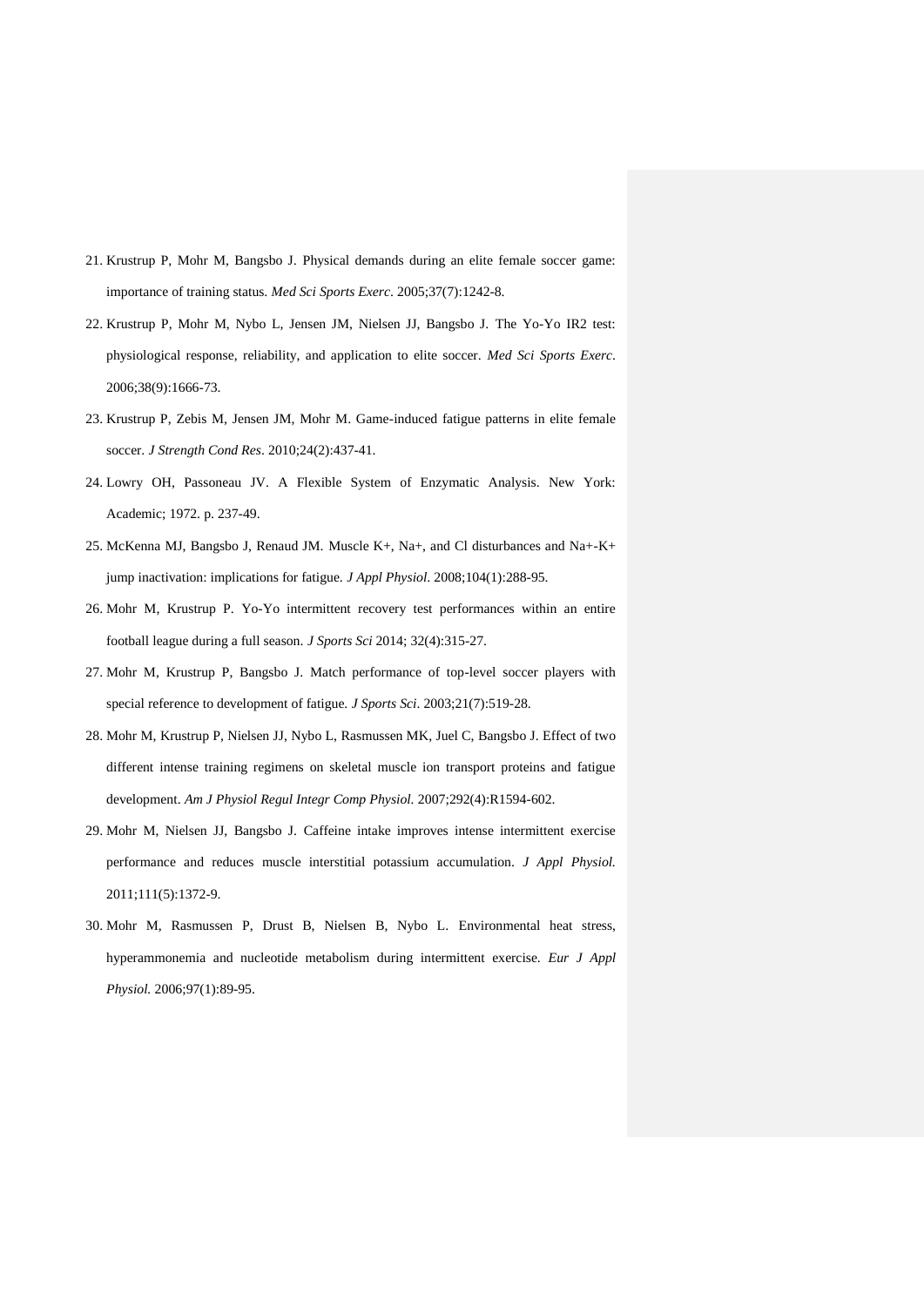21. Krustrup P, Mohr M, Bangsbo J. Physical demands during an elite female soccer game: importance of training status. *Med Sci Sports Exerc*. 2005;37(7):1242-8.
22. Krustrup P, Mohr M, Nybo L, Jensen JM, Nielsen JJ, Bangsbo J. The Yo-Yo IR2 test: physiological response, reliability, and application to elite soccer. *Med Sci Sports Exerc*. 2006;38(9):1666-73.
23. Krustrup P, Zebis M, Jensen JM, Mohr M. Game-induced fatigue patterns in elite female soccer. *J Strength Cond Res*. 2010;24(2):437-41.
24. Lowry OH, Passoneau JV. A Flexible System of Enzymatic Analysis. New York: Academic; 1972. p. 237-49.
25. McKenna MJ, Bangsbo J, Renaud JM. Muscle K+, Na+, and Cl disturbances and Na+-K+ jump inactivation: implications for fatigue. *J Appl Physiol*. 2008;104(1):288-95.
26. Mohr M, Krustrup P. Yo-Yo intermittent recovery test performances within an entire football league during a full season. *J Sports Sci* 2014; 32(4):315-27.
27. Mohr M, Krustrup P, Bangsbo J. Match performance of top-level soccer players with special reference to development of fatigue. *J Sports Sci*. 2003;21(7):519-28.
28. Mohr M, Krustrup P, Nielsen JJ, Nybo L, Rasmussen MK, Juel C, Bangsbo J. Effect of two different intense training regimens on skeletal muscle ion transport proteins and fatigue development. *Am J Physiol Regul Integr Comp Physiol*. 2007;292(4):R1594-602.
29. Mohr M, Nielsen JJ, Bangsbo J. Caffeine intake improves intense intermittent exercise performance and reduces muscle interstitial potassium accumulation. *J Appl Physiol.* 2011;111(5):1372-9.
30. Mohr M, Rasmussen P, Drust B, Nielsen B, Nybo L. Environmental heat stress, hyperammonemia and nucleotide metabolism during intermittent exercise. *Eur J Appl Physiol.* 2006;97(1):89-95.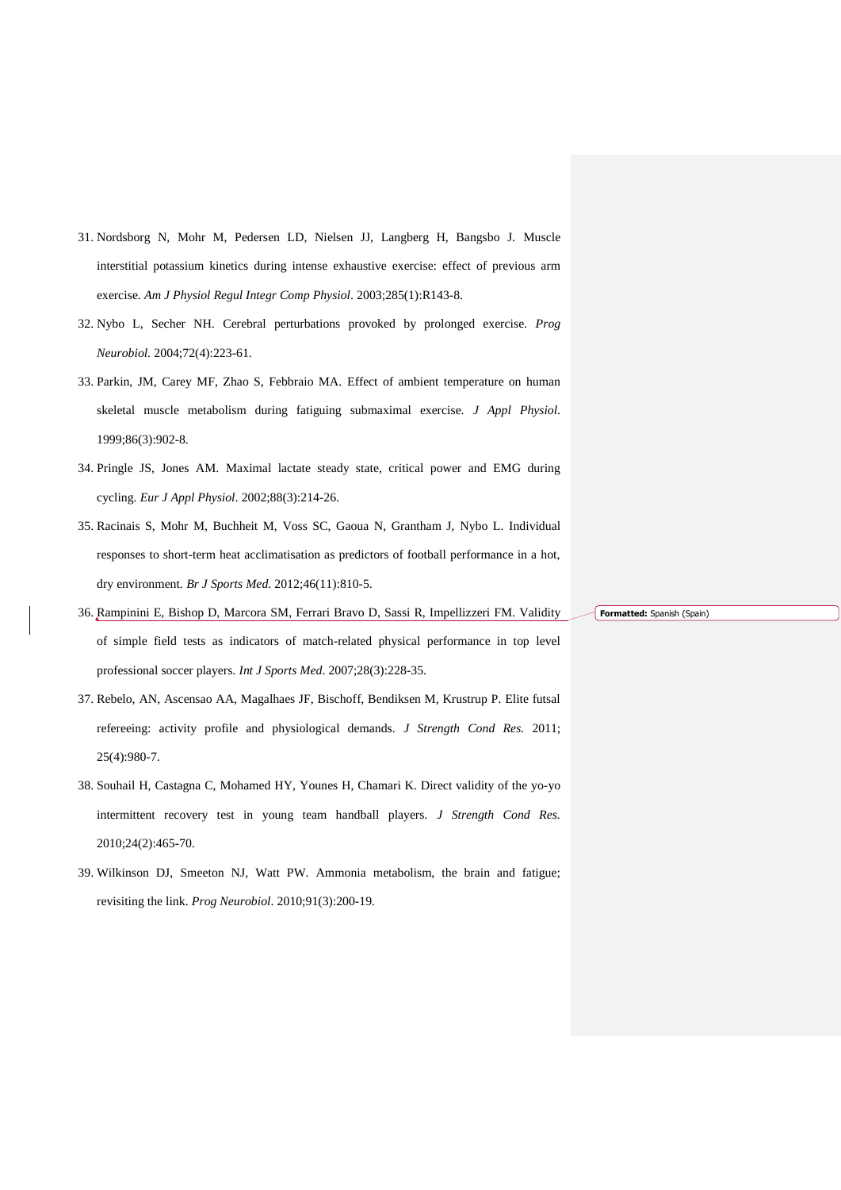31. Nordsborg N, Mohr M, Pedersen LD, Nielsen JJ, Langberg H, Bangsbo J. Muscle interstitial potassium kinetics during intense exhaustive exercise: effect of previous arm exercise. *Am J Physiol Regul Integr Comp Physiol*. 2003;285(1):R143-8.
32. Nybo L, Secher NH. Cerebral perturbations provoked by prolonged exercise. *Prog Neurobiol*. 2004;72(4):223-61.
33. Parkin, JM, Carey MF, Zhao S, Febbraio MA. Effect of ambient temperature on human skeletal muscle metabolism during fatiguing submaximal exercise. *J Appl Physiol*. 1999;86(3):902-8.
34. Pringle JS, Jones AM. Maximal lactate steady state, critical power and EMG during cycling. *Eur J Appl Physiol*. 2002;88(3):214-26.
35. Racinais S, Mohr M, Buchheit M, Voss SC, Gaoua N, Grantham J, Nybo L. Individual responses to short-term heat acclimatisation as predictors of football performance in a hot, dry environment. *Br J Sports Med*. 2012;46(11):810-5.
36. Rampinini E, Bishop D, Marcora SM, Ferrari Bravo D, Sassi R, Impellizzeri FM. Validity of simple field tests as indicators of match-related physical performance in top level professional soccer players. *Int J Sports Med*. 2007;28(3):228-35.
37. Rebelo, AN, Ascensao AA, Magalhaes JF, Bischoff, Bendiksen M, Krustrup P. Elite futsal refereeing: activity profile and physiological demands. *J Strength Cond Res*. 2011; 25(4):980-7.
38. Souhail H, Castagna C, Mohamed HY, Younes H, Chamari K. Direct validity of the yo-yo intermittent recovery test in young team handball players. *J Strength Cond Res*. 2010;24(2):465-70.
39. Wilkinson DJ, Smeeton NJ, Watt PW. Ammonia metabolism, the brain and fatigue; revisiting the link. *Prog Neurobiol*. 2010;91(3):200-19.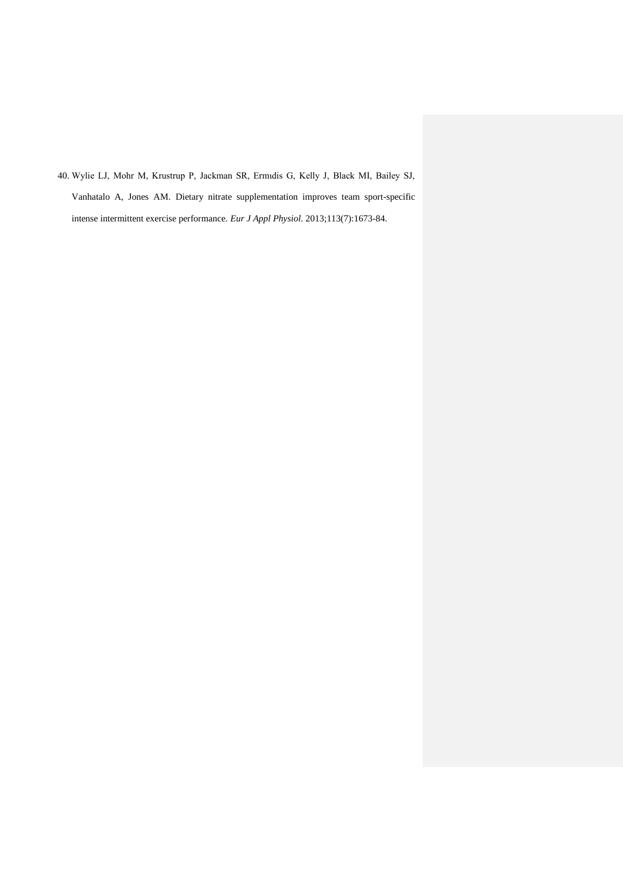40. Wylie LJ, Mohr M, Krustrup P, Jackman SR, Ermıdis G, Kelly J, Black MI, Bailey SJ, Vanhatalo A, Jones AM. Dietary nitrate supplementation improves team sport-specific intense intermittent exercise performance. *Eur J Appl Physiol*. 2013;113(7):1673-84.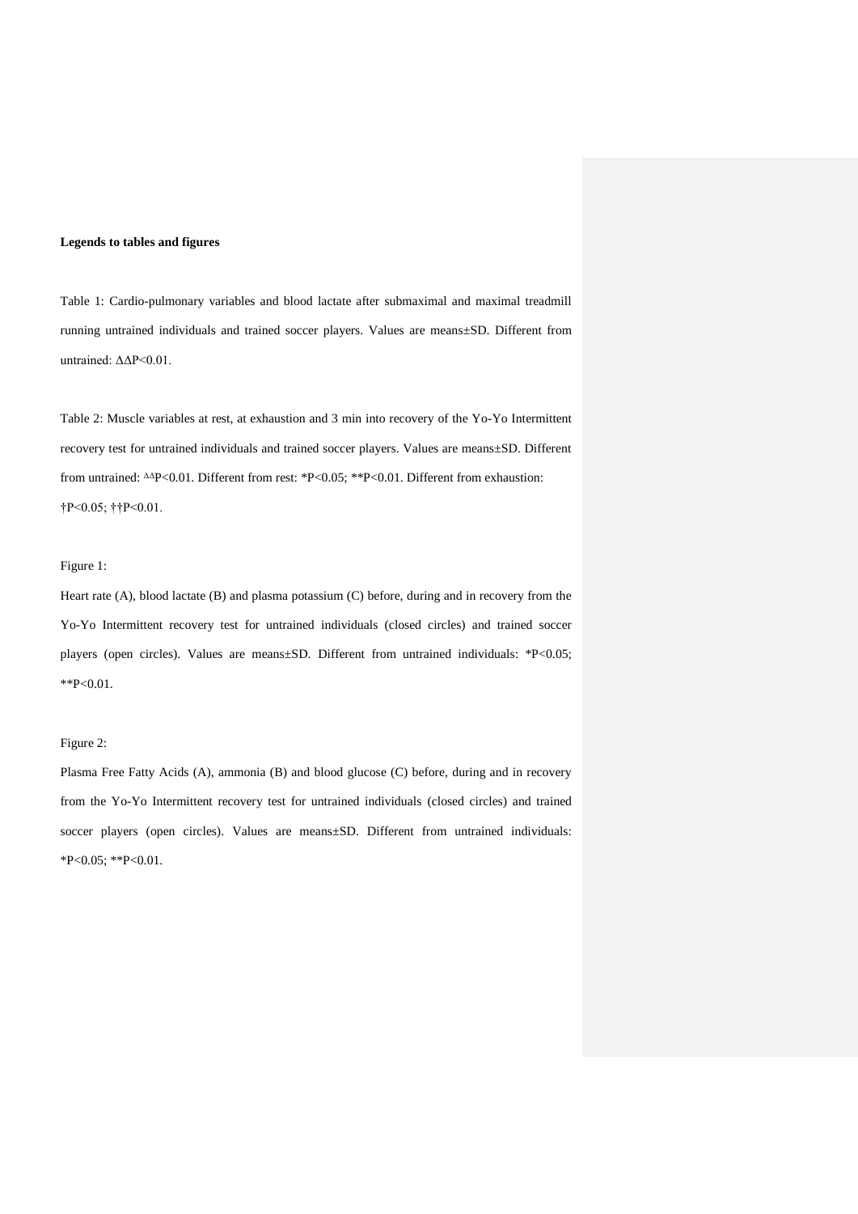**Legends to tables and figures**

Table 1: Cardio-pulmonary variables and blood lactate after submaximal and maximal treadmill running untrained individuals and trained soccer players. Values are means±SD. Different from untrained: ΔΔP<0.01.

Table 2: Muscle variables at rest, at exhaustion and 3 min into recovery of the Yo-Yo Intermittent recovery test for untrained individuals and trained soccer players. Values are means±SD. Different from untrained: $^{\Delta\Delta}$P<0.01. Different from rest: *P<0.05; **P<0.01. Different from exhaustion: †P<0.05; ††P<0.01.

Figure 1:

Heart rate (A), blood lactate (B) and plasma potassium (C) before, during and in recovery from the Yo-Yo Intermittent recovery test for untrained individuals (closed circles) and trained soccer players (open circles). Values are means±SD. Different from untrained individuals: *P<0.05; **P<0.01.

Figure 2:

Plasma Free Fatty Acids (A), ammonia (B) and blood glucose (C) before, during and in recovery from the Yo-Yo Intermittent recovery test for untrained individuals (closed circles) and trained soccer players (open circles). Values are means±SD. Different from untrained individuals: *P<0.05; **P<0.01.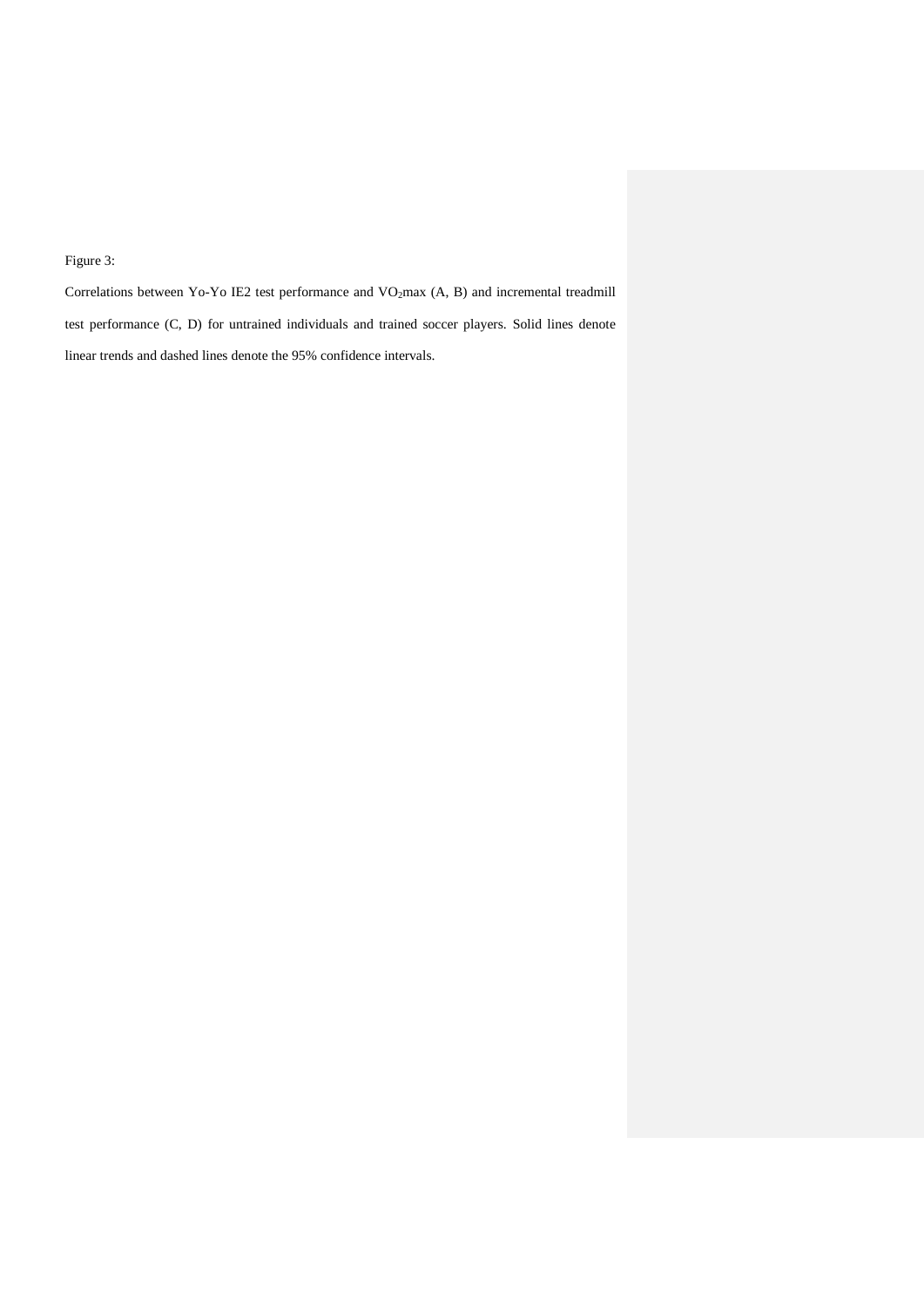Figure 3:

Correlations between Yo-Yo IE2 test performance and $VO_2$max (A, B) and incremental treadmill test performance (C, D) for untrained individuals and trained soccer players. Solid lines denote linear trends and dashed lines denote the 95% confidence intervals.